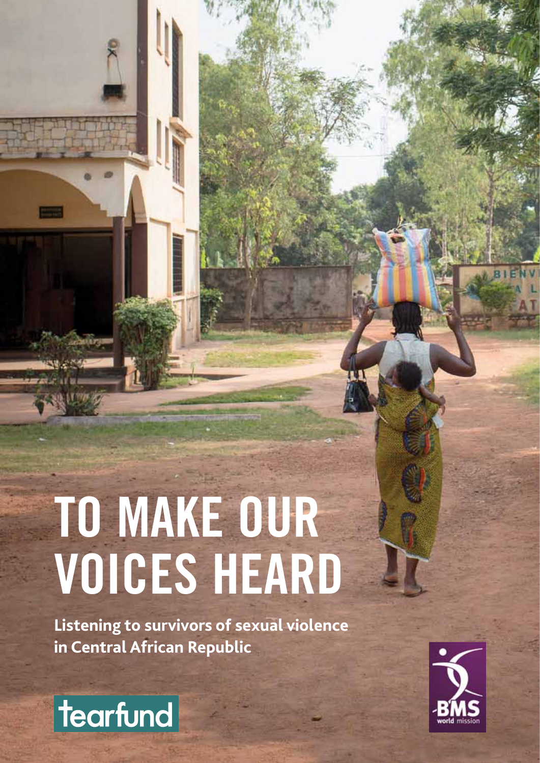# TO MAKE OUR VOICES HEARD

**Listening to survivors of sexual violence in Central African Republic**

tearfund

BMS world mission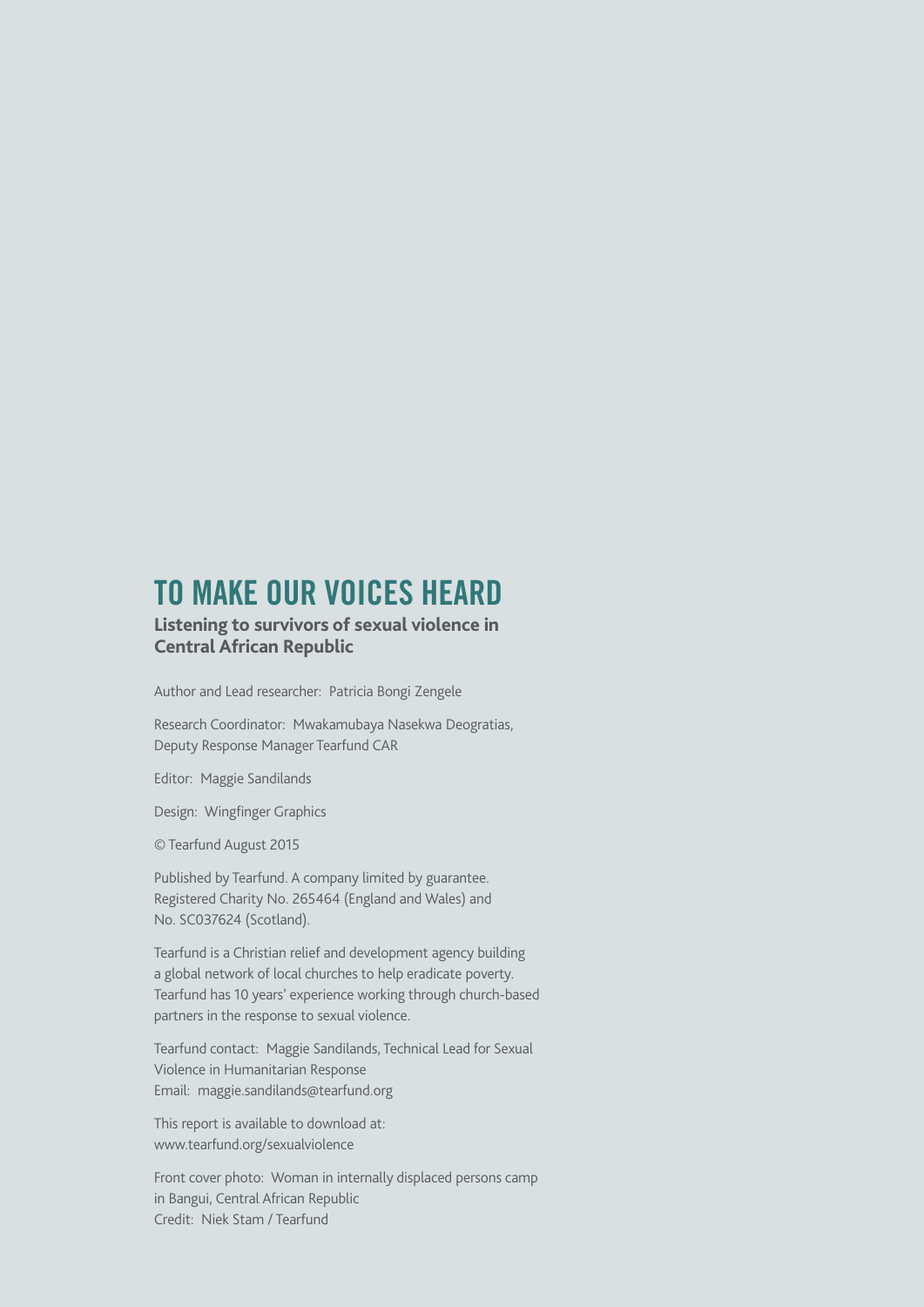# TO MAKE OUR VOICES HEARD

**Listening to survivors of sexual violence in Central African Republic**

Author and Lead researcher: Patricia Bongi Zengele

Research Coordinator: Mwakamubaya Nasekwa Deogratias, Deputy Response Manager Tearfund CAR

Editor: Maggie Sandilands

Design: Wingfinger Graphics

© Tearfund August 2015

Published by Tearfund. A company limited by guarantee. Registered Charity No. 265464 (England and Wales) and No. SC037624 (Scotland).

Tearfund is a Christian relief and development agency building a global network of local churches to help eradicate poverty. Tearfund has 10 years' experience working through church-based partners in the response to sexual violence.

Tearfund contact: Maggie Sandilands, Technical Lead for Sexual Violence in Humanitarian Response
Email: maggie.sandilands@tearfund.org

This report is available to download at:
www.tearfund.org/sexualviolence

Front cover photo: Woman in internally displaced persons camp in Bangui, Central African Republic
Credit: Niek Stam / Tearfund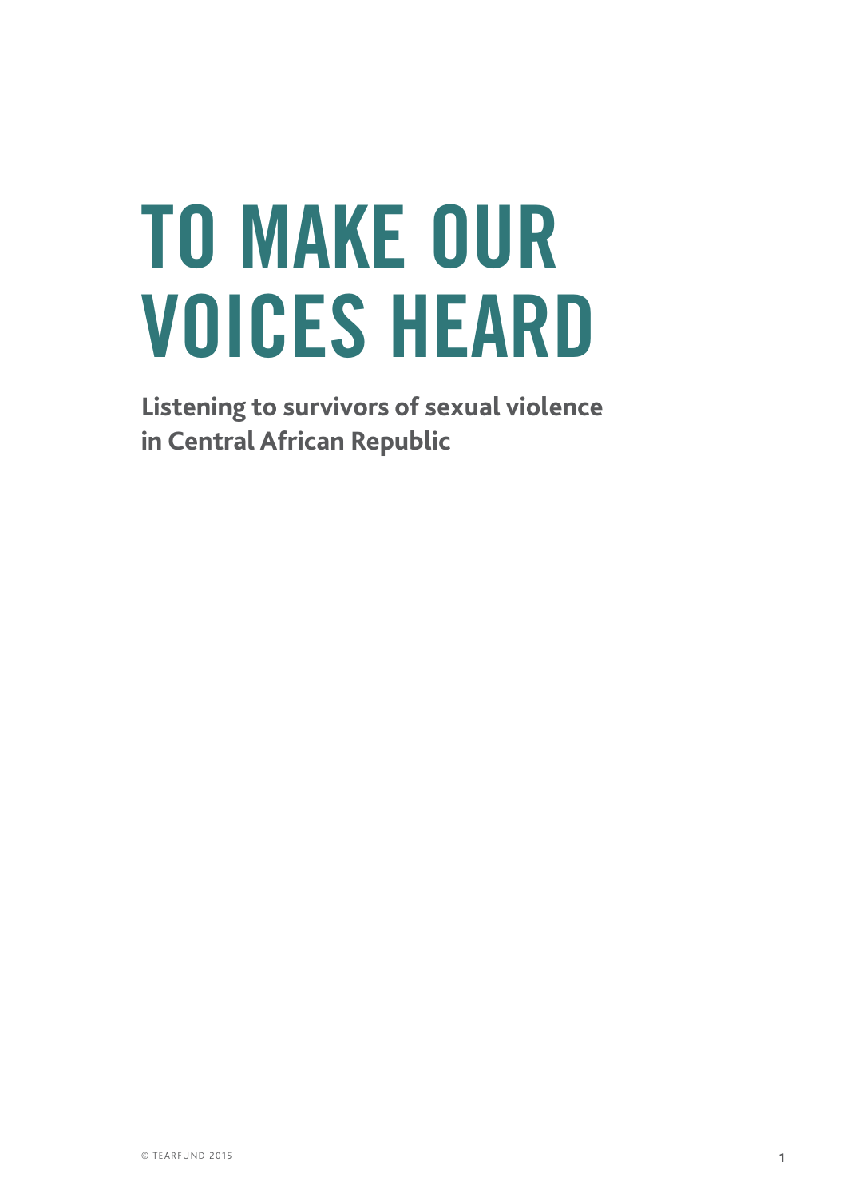# TO MAKE OUR VOICES HEARD

**Listening to survivors of sexual violence in Central African Republic**

© TEARFUND 2015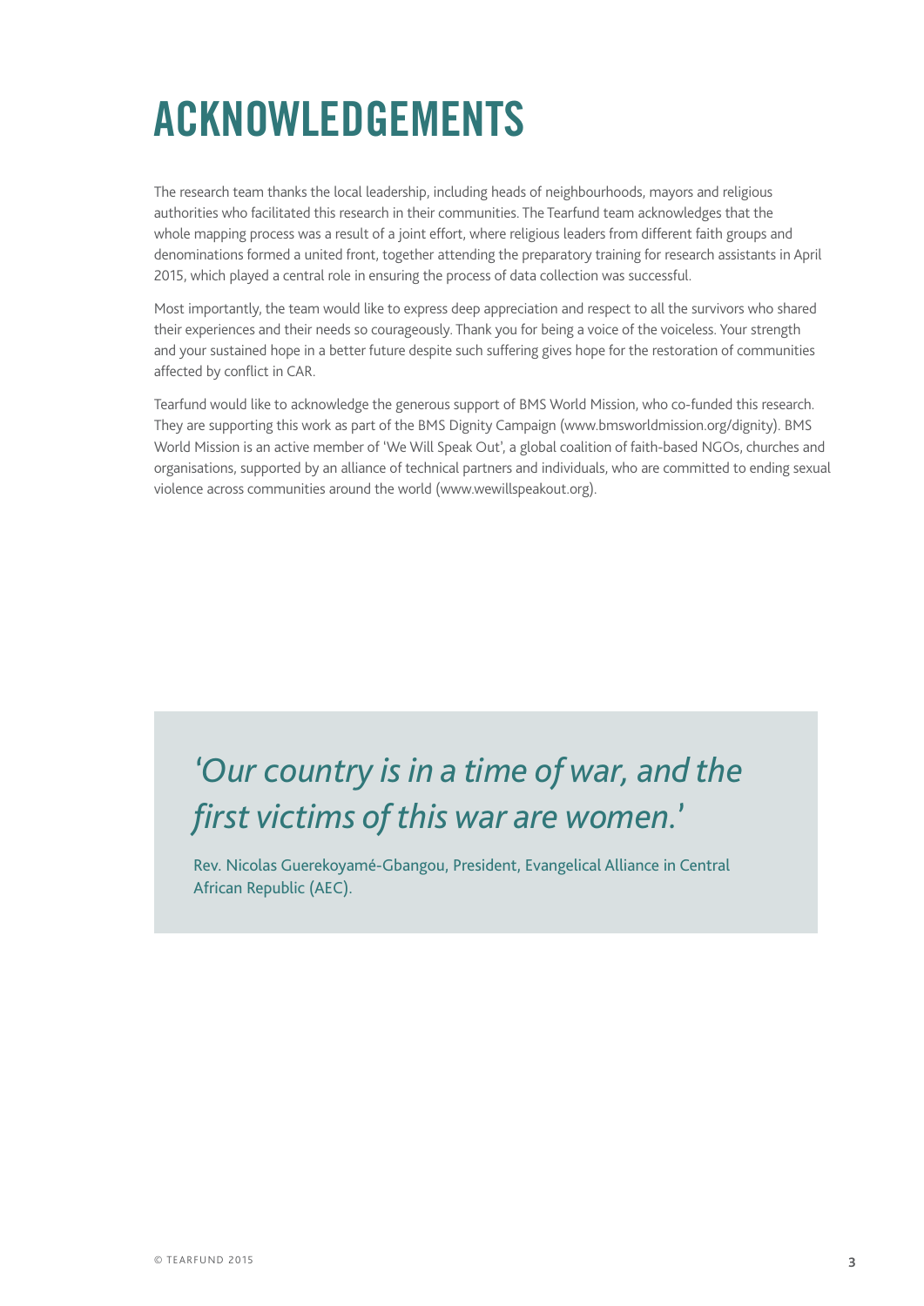# ACKNOWLEDGEMENTS

The research team thanks the local leadership, including heads of neighbourhoods, mayors and religious authorities who facilitated this research in their communities. The Tearfund team acknowledges that the whole mapping process was a result of a joint effort, where religious leaders from different faith groups and denominations formed a united front, together attending the preparatory training for research assistants in April 2015, which played a central role in ensuring the process of data collection was successful.

Most importantly, the team would like to express deep appreciation and respect to all the survivors who shared their experiences and their needs so courageously. Thank you for being a voice of the voiceless. Your strength and your sustained hope in a better future despite such suffering gives hope for the restoration of communities affected by conflict in CAR.

Tearfund would like to acknowledge the generous support of BMS World Mission, who co-funded this research. They are supporting this work as part of the BMS Dignity Campaign (www.bmsworldmission.org/dignity). BMS World Mission is an active member of 'We Will Speak Out', a global coalition of faith-based NGOs, churches and organisations, supported by an alliance of technical partners and individuals, who are committed to ending sexual violence across communities around the world (www.wewillspeakout.org).

> *'Our country is in a time of war, and the first victims of this war are women.'*
>
> Rev. Nicolas Guerekoyamé-Gbangou, President, Evangelical Alliance in Central African Republic (AEC).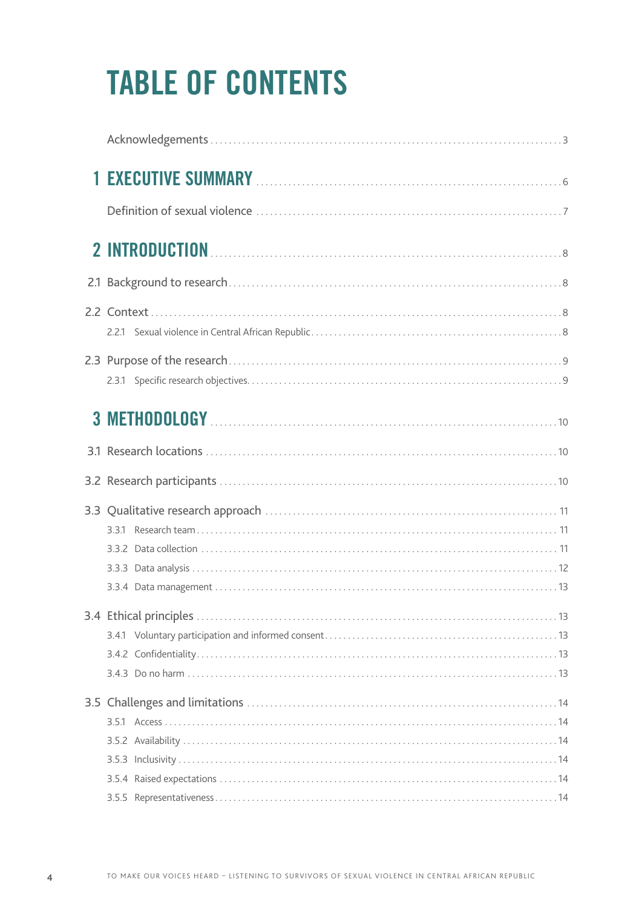# TABLE OF CONTENTS

Acknowledgements . . . . . 3

**1 EXECUTIVE SUMMARY** . . . . . 6

Definition of sexual violence . . . . . 7

**2 INTRODUCTION** . . . . . 8

2.1 Background to research . . . . . 8

2.2 Context . . . . . 8

- 2.2.1 Sexual violence in Central African Republic . . . . . 8

2.3 Purpose of the research . . . . . 9

- 2.3.1 Specific research objectives . . . . . 9

**3 METHODOLOGY** . . . . . 10

3.1 Research locations . . . . . 10

3.2 Research participants . . . . . 10

3.3 Qualitative research approach . . . . . 11

- 3.3.1 Research team . . . . . 11
- 3.3.2 Data collection . . . . . 11
- 3.3.3 Data analysis . . . . . 12
- 3.3.4 Data management . . . . . 13

3.4 Ethical principles . . . . . 13

- 3.4.1 Voluntary participation and informed consent . . . . . 13
- 3.4.2 Confidentiality . . . . . 13
- 3.4.3 Do no harm . . . . . 13

3.5 Challenges and limitations . . . . . 14

- 3.5.1 Access . . . . . 14
- 3.5.2 Availability . . . . . 14
- 3.5.3 Inclusivity . . . . . 14
- 3.5.4 Raised expectations . . . . . 14
- 3.5.5 Representativeness . . . . . 14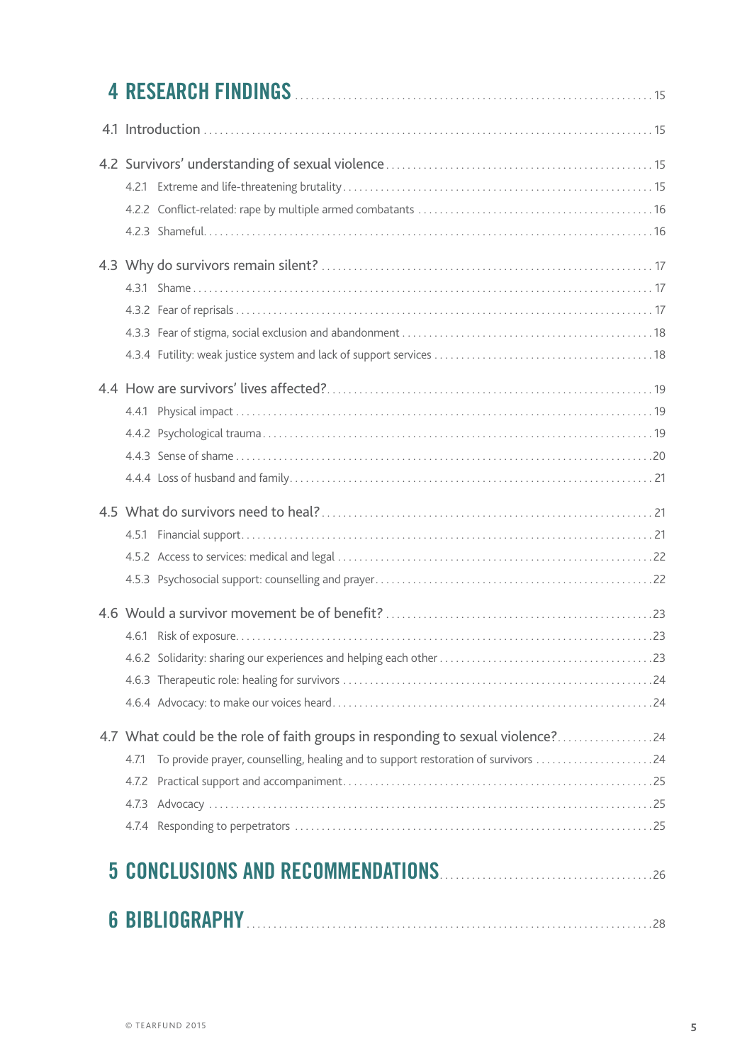# 4 RESEARCH FINDINGS ..... 15

4.1 Introduction ..... 15

4.2 Survivors' understanding of sexual violence ..... 15

- 4.2.1 Extreme and life-threatening brutality ..... 15
- 4.2.2 Conflict-related: rape by multiple armed combatants ..... 16
- 4.2.3 Shameful ..... 16

4.3 Why do survivors remain silent? ..... 17

- 4.3.1 Shame ..... 17
- 4.3.2 Fear of reprisals ..... 17
- 4.3.3 Fear of stigma, social exclusion and abandonment ..... 18
- 4.3.4 Futility: weak justice system and lack of support services ..... 18

4.4 How are survivors' lives affected? ..... 19

- 4.4.1 Physical impact ..... 19
- 4.4.2 Psychological trauma ..... 19
- 4.4.3 Sense of shame ..... 20
- 4.4.4 Loss of husband and family ..... 21

4.5 What do survivors need to heal? ..... 21

- 4.5.1 Financial support ..... 21
- 4.5.2 Access to services: medical and legal ..... 22
- 4.5.3 Psychosocial support: counselling and prayer ..... 22

4.6 Would a survivor movement be of benefit? ..... 23

- 4.6.1 Risk of exposure ..... 23
- 4.6.2 Solidarity: sharing our experiences and helping each other ..... 23
- 4.6.3 Therapeutic role: healing for survivors ..... 24
- 4.6.4 Advocacy: to make our voices heard ..... 24

4.7 What could be the role of faith groups in responding to sexual violence? ..... 24

- 4.7.1 To provide prayer, counselling, healing and to support restoration of survivors ..... 24
- 4.7.2 Practical support and accompaniment ..... 25
- 4.7.3 Advocacy ..... 25
- 4.7.4 Responding to perpetrators ..... 25

# 5 CONCLUSIONS AND RECOMMENDATIONS ..... 26

# 6 BIBLIOGRAPHY ..... 28

© TEARFUND 2015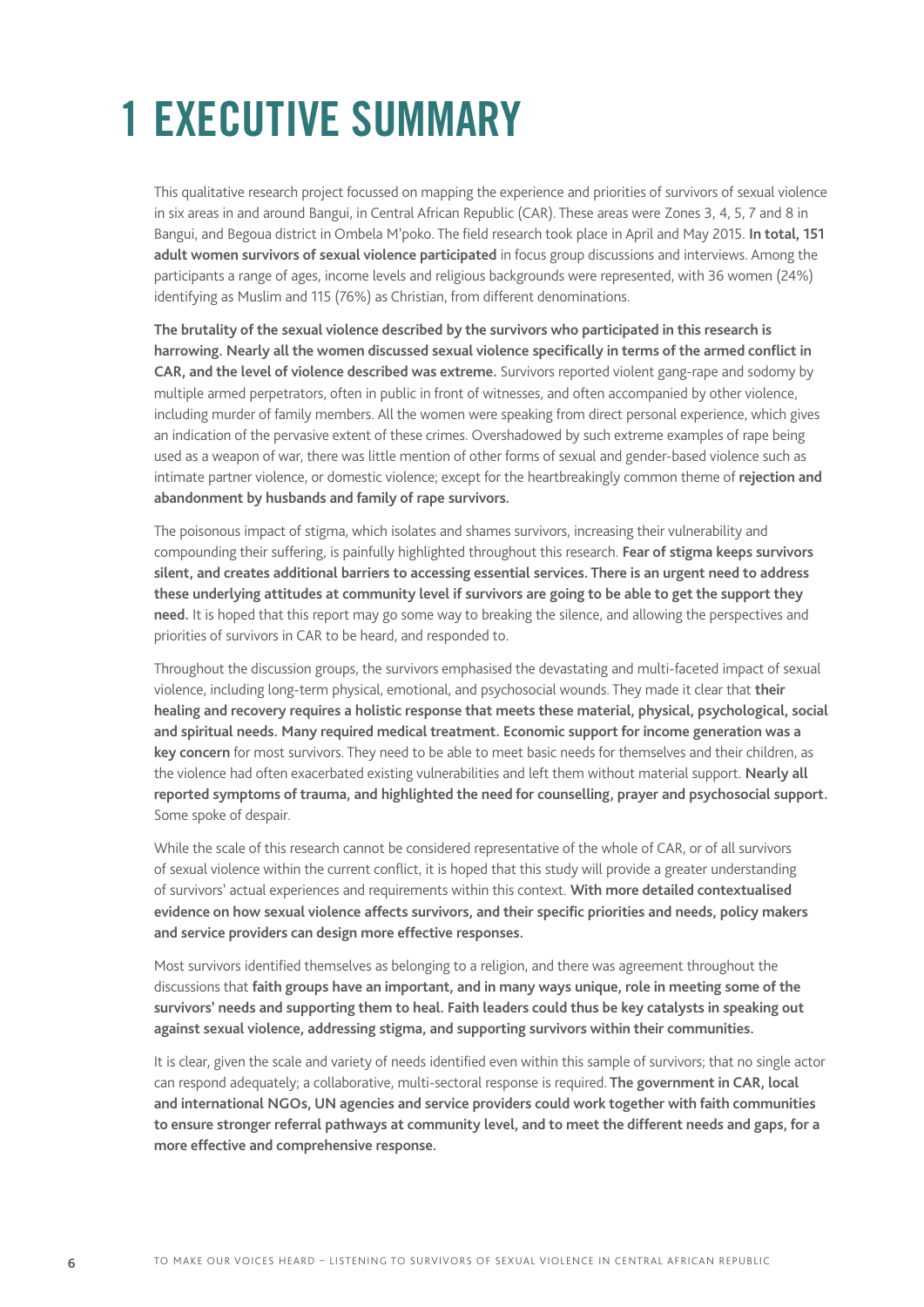# 1 EXECUTIVE SUMMARY

This qualitative research project focussed on mapping the experience and priorities of survivors of sexual violence in six areas in and around Bangui, in Central African Republic (CAR). These areas were Zones 3, 4, 5, 7 and 8 in Bangui, and Begoua district in Ombela M'poko. The field research took place in April and May 2015. **In total, 151 adult women survivors of sexual violence participated** in focus group discussions and interviews. Among the participants a range of ages, income levels and religious backgrounds were represented, with 36 women (24%) identifying as Muslim and 115 (76%) as Christian, from different denominations.

**The brutality of the sexual violence described by the survivors who participated in this research is harrowing. Nearly all the women discussed sexual violence specifically in terms of the armed conflict in CAR, and the level of violence described was extreme.** Survivors reported violent gang-rape and sodomy by multiple armed perpetrators, often in public in front of witnesses, and often accompanied by other violence, including murder of family members. All the women were speaking from direct personal experience, which gives an indication of the pervasive extent of these crimes. Overshadowed by such extreme examples of rape being used as a weapon of war, there was little mention of other forms of sexual and gender-based violence such as intimate partner violence, or domestic violence; except for the heartbreakingly common theme of **rejection and abandonment by husbands and family of rape survivors.**

The poisonous impact of stigma, which isolates and shames survivors, increasing their vulnerability and compounding their suffering, is painfully highlighted throughout this research. **Fear of stigma keeps survivors silent, and creates additional barriers to accessing essential services. There is an urgent need to address these underlying attitudes at community level if survivors are going to be able to get the support they need.** It is hoped that this report may go some way to breaking the silence, and allowing the perspectives and priorities of survivors in CAR to be heard, and responded to.

Throughout the discussion groups, the survivors emphasised the devastating and multi-faceted impact of sexual violence, including long-term physical, emotional, and psychosocial wounds. They made it clear that **their healing and recovery requires a holistic response that meets these material, physical, psychological, social and spiritual needs. Many required medical treatment. Economic support for income generation was a key concern** for most survivors. They need to be able to meet basic needs for themselves and their children, as the violence had often exacerbated existing vulnerabilities and left them without material support. **Nearly all reported symptoms of trauma, and highlighted the need for counselling, prayer and psychosocial support.** Some spoke of despair.

While the scale of this research cannot be considered representative of the whole of CAR, or of all survivors of sexual violence within the current conflict, it is hoped that this study will provide a greater understanding of survivors' actual experiences and requirements within this context. **With more detailed contextualised evidence on how sexual violence affects survivors, and their specific priorities and needs, policy makers and service providers can design more effective responses.**

Most survivors identified themselves as belonging to a religion, and there was agreement throughout the discussions that **faith groups have an important, and in many ways unique, role in meeting some of the survivors' needs and supporting them to heal. Faith leaders could thus be key catalysts in speaking out against sexual violence, addressing stigma, and supporting survivors within their communities.**

It is clear, given the scale and variety of needs identified even within this sample of survivors; that no single actor can respond adequately; a collaborative, multi-sectoral response is required. **The government in CAR, local and international NGOs, UN agencies and service providers could work together with faith communities to ensure stronger referral pathways at community level, and to meet the different needs and gaps, for a more effective and comprehensive response.**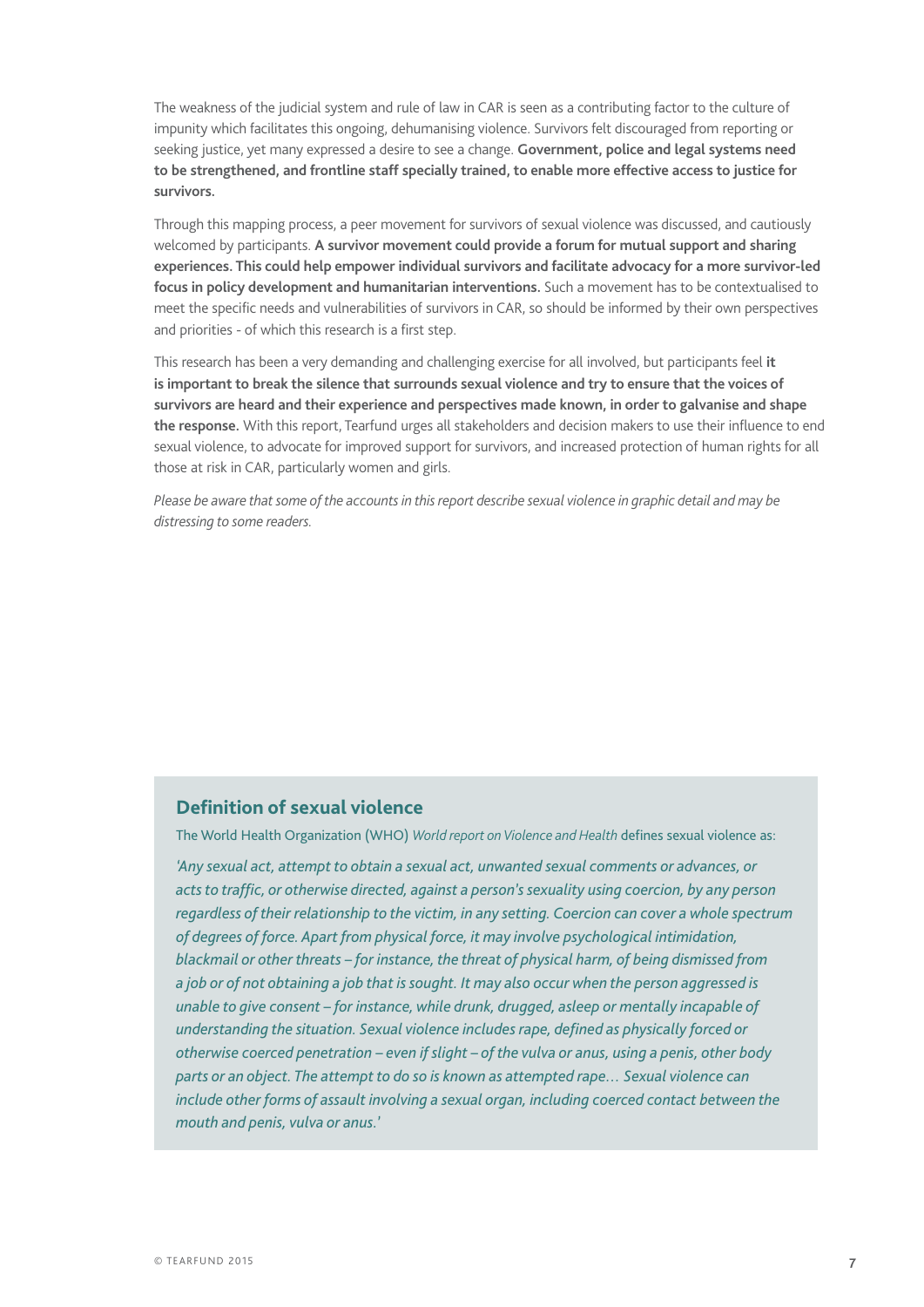The weakness of the judicial system and rule of law in CAR is seen as a contributing factor to the culture of impunity which facilitates this ongoing, dehumanising violence. Survivors felt discouraged from reporting or seeking justice, yet many expressed a desire to see a change. **Government, police and legal systems need to be strengthened, and frontline staff specially trained, to enable more effective access to justice for survivors.**

Through this mapping process, a peer movement for survivors of sexual violence was discussed, and cautiously welcomed by participants. **A survivor movement could provide a forum for mutual support and sharing experiences. This could help empower individual survivors and facilitate advocacy for a more survivor-led focus in policy development and humanitarian interventions.** Such a movement has to be contextualised to meet the specific needs and vulnerabilities of survivors in CAR, so should be informed by their own perspectives and priorities - of which this research is a first step.

This research has been a very demanding and challenging exercise for all involved, but participants feel **it is important to break the silence that surrounds sexual violence and try to ensure that the voices of survivors are heard and their experience and perspectives made known, in order to galvanise and shape the response.** With this report, Tearfund urges all stakeholders and decision makers to use their influence to end sexual violence, to advocate for improved support for survivors, and increased protection of human rights for all those at risk in CAR, particularly women and girls.

*Please be aware that some of the accounts in this report describe sexual violence in graphic detail and may be distressing to some readers.*

## Definition of sexual violence

The World Health Organization (WHO) *World report on Violence and Health* defines sexual violence as:

*'Any sexual act, attempt to obtain a sexual act, unwanted sexual comments or advances, or acts to traffic, or otherwise directed, against a person's sexuality using coercion, by any person regardless of their relationship to the victim, in any setting. Coercion can cover a whole spectrum of degrees of force. Apart from physical force, it may involve psychological intimidation, blackmail or other threats – for instance, the threat of physical harm, of being dismissed from a job or of not obtaining a job that is sought. It may also occur when the person aggressed is unable to give consent – for instance, while drunk, drugged, asleep or mentally incapable of understanding the situation. Sexual violence includes rape, defined as physically forced or otherwise coerced penetration – even if slight – of the vulva or anus, using a penis, other body parts or an object. The attempt to do so is known as attempted rape… Sexual violence can include other forms of assault involving a sexual organ, including coerced contact between the mouth and penis, vulva or anus.'*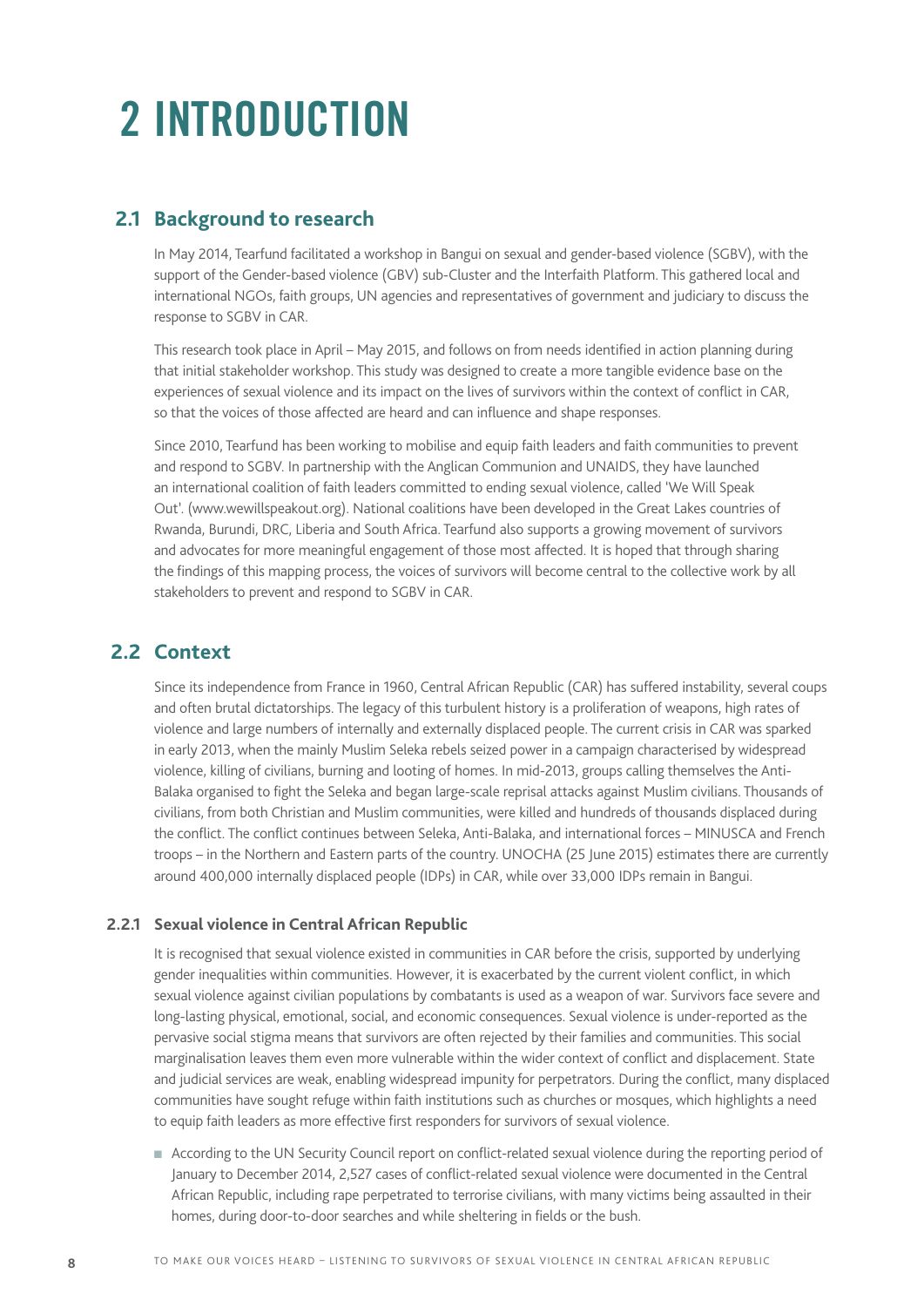# 2 INTRODUCTION

## 2.1 Background to research

In May 2014, Tearfund facilitated a workshop in Bangui on sexual and gender-based violence (SGBV), with the support of the Gender-based violence (GBV) sub-Cluster and the Interfaith Platform. This gathered local and international NGOs, faith groups, UN agencies and representatives of government and judiciary to discuss the response to SGBV in CAR.

This research took place in April – May 2015, and follows on from needs identified in action planning during that initial stakeholder workshop. This study was designed to create a more tangible evidence base on the experiences of sexual violence and its impact on the lives of survivors within the context of conflict in CAR, so that the voices of those affected are heard and can influence and shape responses.

Since 2010, Tearfund has been working to mobilise and equip faith leaders and faith communities to prevent and respond to SGBV. In partnership with the Anglican Communion and UNAIDS, they have launched an international coalition of faith leaders committed to ending sexual violence, called 'We Will Speak Out'. (www.wewillspeakout.org). National coalitions have been developed in the Great Lakes countries of Rwanda, Burundi, DRC, Liberia and South Africa. Tearfund also supports a growing movement of survivors and advocates for more meaningful engagement of those most affected. It is hoped that through sharing the findings of this mapping process, the voices of survivors will become central to the collective work by all stakeholders to prevent and respond to SGBV in CAR.

## 2.2 Context

Since its independence from France in 1960, Central African Republic (CAR) has suffered instability, several coups and often brutal dictatorships. The legacy of this turbulent history is a proliferation of weapons, high rates of violence and large numbers of internally and externally displaced people. The current crisis in CAR was sparked in early 2013, when the mainly Muslim Seleka rebels seized power in a campaign characterised by widespread violence, killing of civilians, burning and looting of homes. In mid-2013, groups calling themselves the Anti-Balaka organised to fight the Seleka and began large-scale reprisal attacks against Muslim civilians. Thousands of civilians, from both Christian and Muslim communities, were killed and hundreds of thousands displaced during the conflict. The conflict continues between Seleka, Anti-Balaka, and international forces – MINUSCA and French troops – in the Northern and Eastern parts of the country. UNOCHA (25 June 2015) estimates there are currently around 400,000 internally displaced people (IDPs) in CAR, while over 33,000 IDPs remain in Bangui.

### 2.2.1 Sexual violence in Central African Republic

It is recognised that sexual violence existed in communities in CAR before the crisis, supported by underlying gender inequalities within communities. However, it is exacerbated by the current violent conflict, in which sexual violence against civilian populations by combatants is used as a weapon of war. Survivors face severe and long-lasting physical, emotional, social, and economic consequences. Sexual violence is under-reported as the pervasive social stigma means that survivors are often rejected by their families and communities. This social marginalisation leaves them even more vulnerable within the wider context of conflict and displacement. State and judicial services are weak, enabling widespread impunity for perpetrators. During the conflict, many displaced communities have sought refuge within faith institutions such as churches or mosques, which highlights a need to equip faith leaders as more effective first responders for survivors of sexual violence.

- According to the UN Security Council report on conflict-related sexual violence during the reporting period of January to December 2014, 2,527 cases of conflict-related sexual violence were documented in the Central African Republic, including rape perpetrated to terrorise civilians, with many victims being assaulted in their homes, during door-to-door searches and while sheltering in fields or the bush.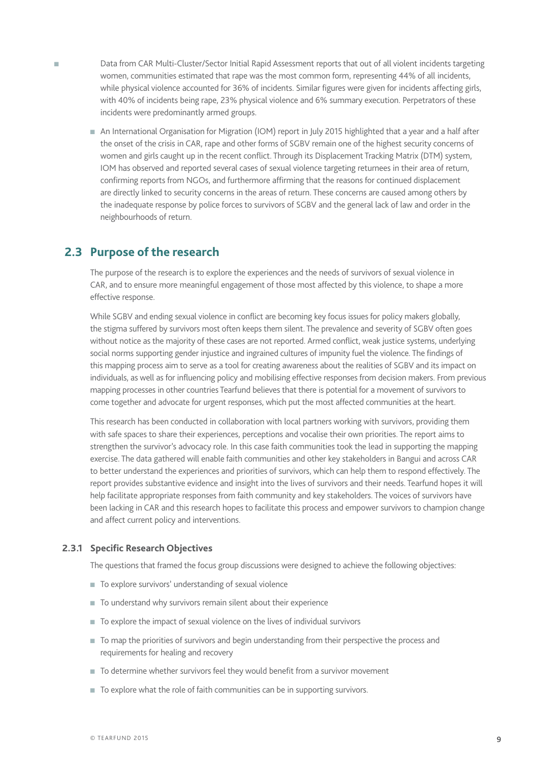- Data from CAR Multi-Cluster/Sector Initial Rapid Assessment reports that out of all violent incidents targeting women, communities estimated that rape was the most common form, representing 44% of all incidents, while physical violence accounted for 36% of incidents. Similar figures were given for incidents affecting girls, with 40% of incidents being rape, 23% physical violence and 6% summary execution. Perpetrators of these incidents were predominantly armed groups.

- An International Organisation for Migration (IOM) report in July 2015 highlighted that a year and a half after the onset of the crisis in CAR, rape and other forms of SGBV remain one of the highest security concerns of women and girls caught up in the recent conflict. Through its Displacement Tracking Matrix (DTM) system, IOM has observed and reported several cases of sexual violence targeting returnees in their area of return, confirming reports from NGOs, and furthermore affirming that the reasons for continued displacement are directly linked to security concerns in the areas of return. These concerns are caused among others by the inadequate response by police forces to survivors of SGBV and the general lack of law and order in the neighbourhoods of return.

## 2.3 Purpose of the research

The purpose of the research is to explore the experiences and the needs of survivors of sexual violence in CAR, and to ensure more meaningful engagement of those most affected by this violence, to shape a more effective response.

While SGBV and ending sexual violence in conflict are becoming key focus issues for policy makers globally, the stigma suffered by survivors most often keeps them silent. The prevalence and severity of SGBV often goes without notice as the majority of these cases are not reported. Armed conflict, weak justice systems, underlying social norms supporting gender injustice and ingrained cultures of impunity fuel the violence. The findings of this mapping process aim to serve as a tool for creating awareness about the realities of SGBV and its impact on individuals, as well as for influencing policy and mobilising effective responses from decision makers. From previous mapping processes in other countries Tearfund believes that there is potential for a movement of survivors to come together and advocate for urgent responses, which put the most affected communities at the heart.

This research has been conducted in collaboration with local partners working with survivors, providing them with safe spaces to share their experiences, perceptions and vocalise their own priorities. The report aims to strengthen the survivor's advocacy role. In this case faith communities took the lead in supporting the mapping exercise. The data gathered will enable faith communities and other key stakeholders in Bangui and across CAR to better understand the experiences and priorities of survivors, which can help them to respond effectively. The report provides substantive evidence and insight into the lives of survivors and their needs. Tearfund hopes it will help facilitate appropriate responses from faith community and key stakeholders. The voices of survivors have been lacking in CAR and this research hopes to facilitate this process and empower survivors to champion change and affect current policy and interventions.

### 2.3.1 Specific Research Objectives

The questions that framed the focus group discussions were designed to achieve the following objectives:

- To explore survivors' understanding of sexual violence
- To understand why survivors remain silent about their experience
- To explore the impact of sexual violence on the lives of individual survivors
- To map the priorities of survivors and begin understanding from their perspective the process and requirements for healing and recovery
- To determine whether survivors feel they would benefit from a survivor movement
- To explore what the role of faith communities can be in supporting survivors.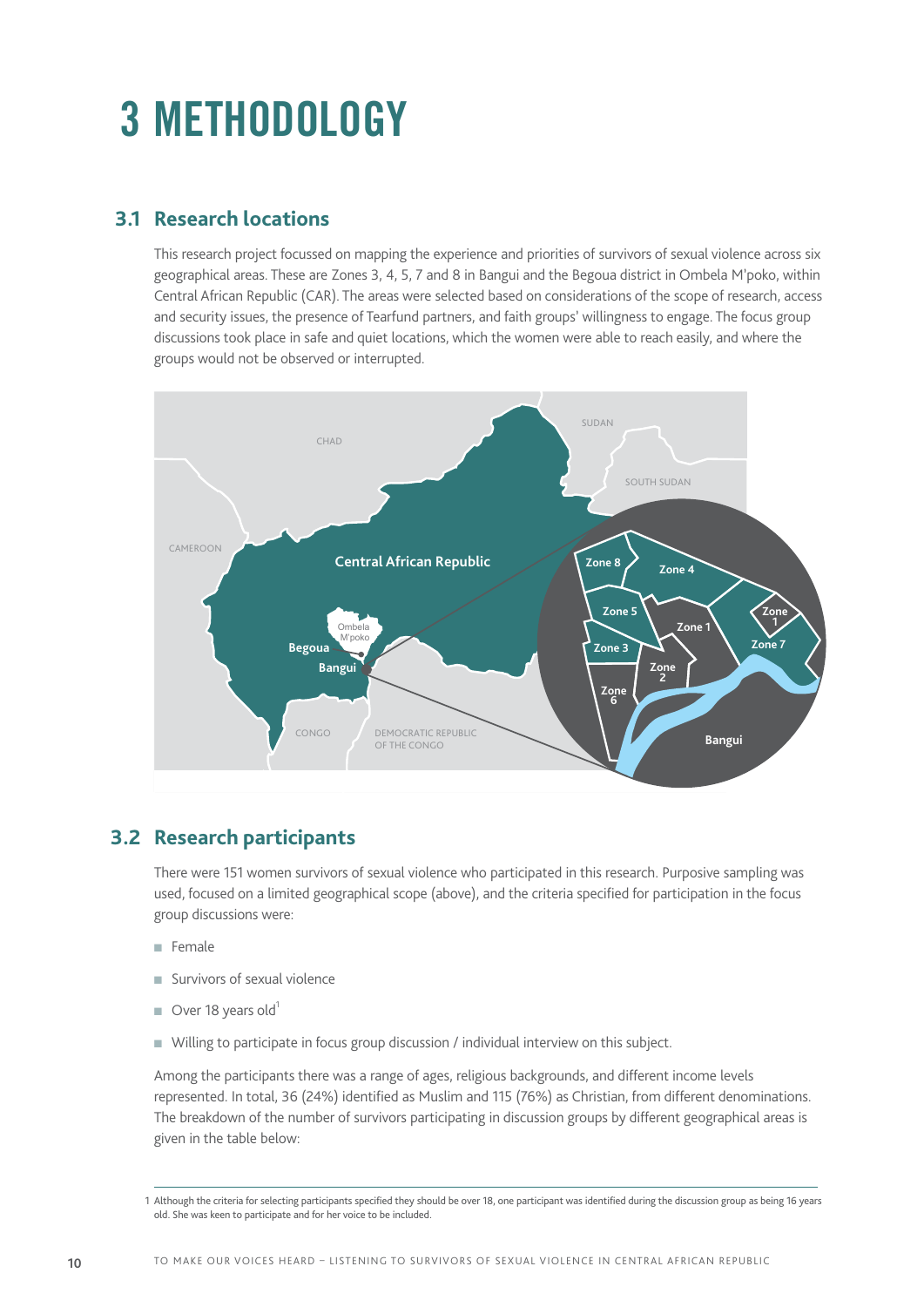# 3 METHODOLOGY

## 3.1 Research locations

This research project focussed on mapping the experience and priorities of survivors of sexual violence across six geographical areas. These are Zones 3, 4, 5, 7 and 8 in Bangui and the Begoua district in Ombela M'poko, within Central African Republic (CAR). The areas were selected based on considerations of the scope of research, access and security issues, the presence of Tearfund partners, and faith groups' willingness to engage. The focus group discussions took place in safe and quiet locations, which the women were able to reach easily, and where the groups would not be observed or interrupted.

## 3.2 Research participants

There were 151 women survivors of sexual violence who participated in this research. Purposive sampling was used, focused on a limited geographical scope (above), and the criteria specified for participation in the focus group discussions were:

- Female
- Survivors of sexual violence
- Over 18 years old[1]
- Willing to participate in focus group discussion / individual interview on this subject.

Among the participants there was a range of ages, religious backgrounds, and different income levels represented. In total, 36 (24%) identified as Muslim and 115 (76%) as Christian, from different denominations. The breakdown of the number of survivors participating in discussion groups by different geographical areas is given in the table below:

1 Although the criteria for selecting participants specified they should be over 18, one participant was identified during the discussion group as being 16 years old. She was keen to participate and for her voice to be included.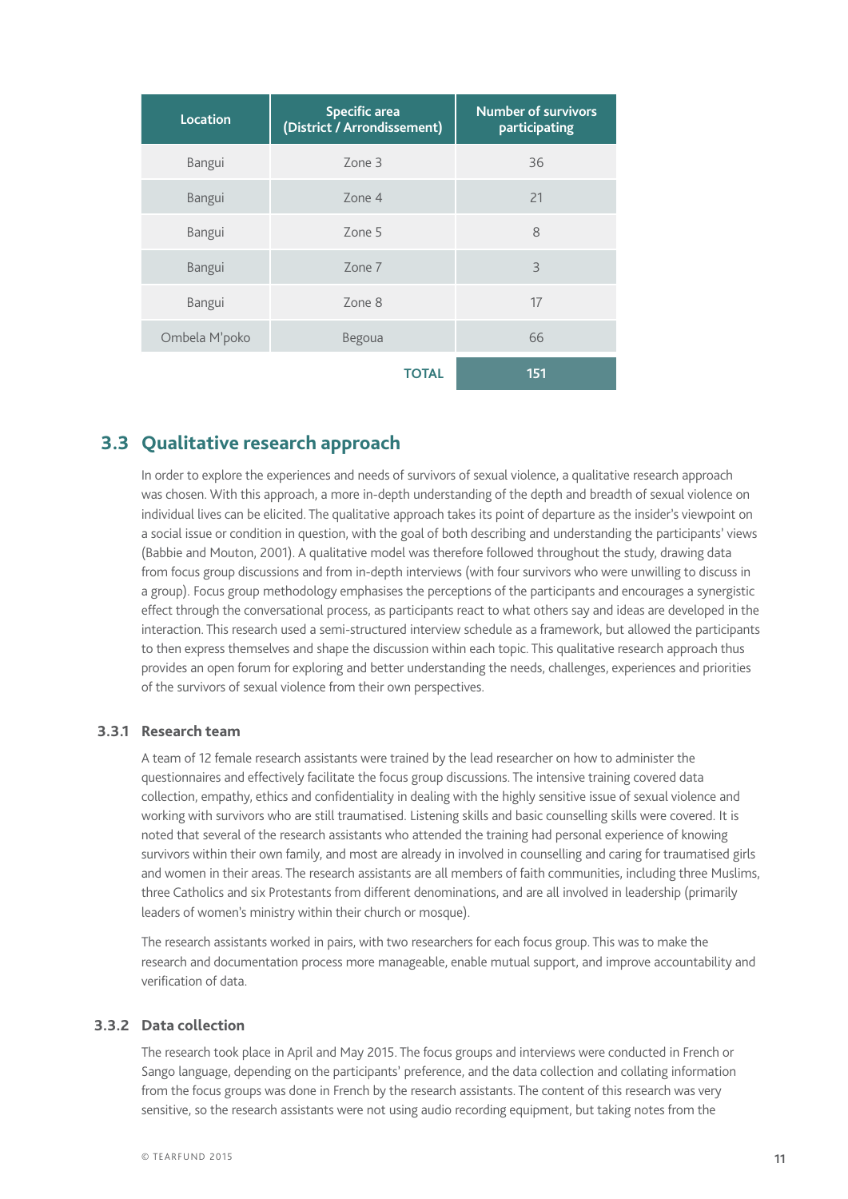| Location | Specific area (District / Arrondissement) | Number of survivors participating |
|---|---|---|
| Bangui | Zone 3 | 36 |
| Bangui | Zone 4 | 21 |
| Bangui | Zone 5 | 8 |
| Bangui | Zone 7 | 3 |
| Bangui | Zone 8 | 17 |
| Ombela M'poko | Begoua | 66 |
| | **TOTAL** | **151** |

## 3.3 Qualitative research approach

In order to explore the experiences and needs of survivors of sexual violence, a qualitative research approach was chosen. With this approach, a more in-depth understanding of the depth and breadth of sexual violence on individual lives can be elicited. The qualitative approach takes its point of departure as the insider's viewpoint on a social issue or condition in question, with the goal of both describing and understanding the participants' views (Babbie and Mouton, 2001). A qualitative model was therefore followed throughout the study, drawing data from focus group discussions and from in-depth interviews (with four survivors who were unwilling to discuss in a group). Focus group methodology emphasises the perceptions of the participants and encourages a synergistic effect through the conversational process, as participants react to what others say and ideas are developed in the interaction. This research used a semi-structured interview schedule as a framework, but allowed the participants to then express themselves and shape the discussion within each topic. This qualitative research approach thus provides an open forum for exploring and better understanding the needs, challenges, experiences and priorities of the survivors of sexual violence from their own perspectives.

### 3.3.1 Research team

A team of 12 female research assistants were trained by the lead researcher on how to administer the questionnaires and effectively facilitate the focus group discussions. The intensive training covered data collection, empathy, ethics and confidentiality in dealing with the highly sensitive issue of sexual violence and working with survivors who are still traumatised. Listening skills and basic counselling skills were covered. It is noted that several of the research assistants who attended the training had personal experience of knowing survivors within their own family, and most are already in involved in counselling and caring for traumatised girls and women in their areas. The research assistants are all members of faith communities, including three Muslims, three Catholics and six Protestants from different denominations, and are all involved in leadership (primarily leaders of women's ministry within their church or mosque).

The research assistants worked in pairs, with two researchers for each focus group. This was to make the research and documentation process more manageable, enable mutual support, and improve accountability and verification of data.

### 3.3.2 Data collection

The research took place in April and May 2015. The focus groups and interviews were conducted in French or Sango language, depending on the participants' preference, and the data collection and collating information from the focus groups was done in French by the research assistants. The content of this research was very sensitive, so the research assistants were not using audio recording equipment, but taking notes from the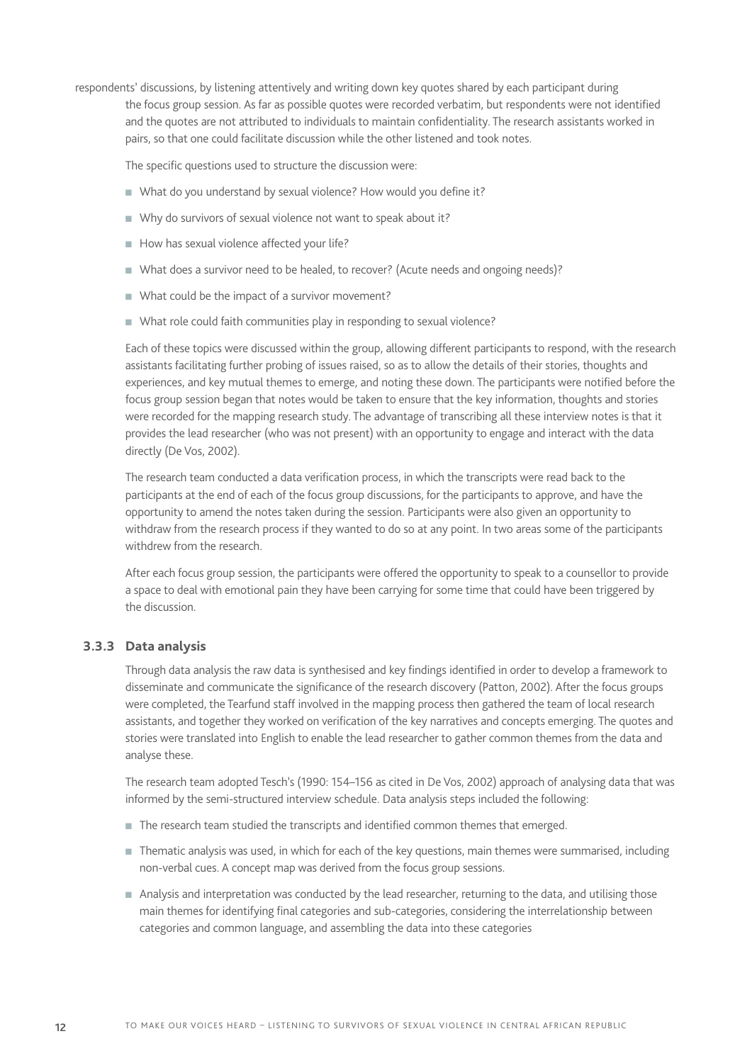respondents' discussions, by listening attentively and writing down key quotes shared by each participant during the focus group session. As far as possible quotes were recorded verbatim, but respondents were not identified and the quotes are not attributed to individuals to maintain confidentiality. The research assistants worked in pairs, so that one could facilitate discussion while the other listened and took notes.

The specific questions used to structure the discussion were:

- What do you understand by sexual violence? How would you define it?
- Why do survivors of sexual violence not want to speak about it?
- How has sexual violence affected your life?
- What does a survivor need to be healed, to recover? (Acute needs and ongoing needs)?
- What could be the impact of a survivor movement?
- What role could faith communities play in responding to sexual violence?

Each of these topics were discussed within the group, allowing different participants to respond, with the research assistants facilitating further probing of issues raised, so as to allow the details of their stories, thoughts and experiences, and key mutual themes to emerge, and noting these down. The participants were notified before the focus group session began that notes would be taken to ensure that the key information, thoughts and stories were recorded for the mapping research study. The advantage of transcribing all these interview notes is that it provides the lead researcher (who was not present) with an opportunity to engage and interact with the data directly (De Vos, 2002).

The research team conducted a data verification process, in which the transcripts were read back to the participants at the end of each of the focus group discussions, for the participants to approve, and have the opportunity to amend the notes taken during the session. Participants were also given an opportunity to withdraw from the research process if they wanted to do so at any point. In two areas some of the participants withdrew from the research.

After each focus group session, the participants were offered the opportunity to speak to a counsellor to provide a space to deal with emotional pain they have been carrying for some time that could have been triggered by the discussion.

### 3.3.3 Data analysis

Through data analysis the raw data is synthesised and key findings identified in order to develop a framework to disseminate and communicate the significance of the research discovery (Patton, 2002). After the focus groups were completed, the Tearfund staff involved in the mapping process then gathered the team of local research assistants, and together they worked on verification of the key narratives and concepts emerging. The quotes and stories were translated into English to enable the lead researcher to gather common themes from the data and analyse these.

The research team adopted Tesch's (1990: 154–156 as cited in De Vos, 2002) approach of analysing data that was informed by the semi-structured interview schedule. Data analysis steps included the following:

- The research team studied the transcripts and identified common themes that emerged.
- Thematic analysis was used, in which for each of the key questions, main themes were summarised, including non-verbal cues. A concept map was derived from the focus group sessions.
- Analysis and interpretation was conducted by the lead researcher, returning to the data, and utilising those main themes for identifying final categories and sub-categories, considering the interrelationship between categories and common language, and assembling the data into these categories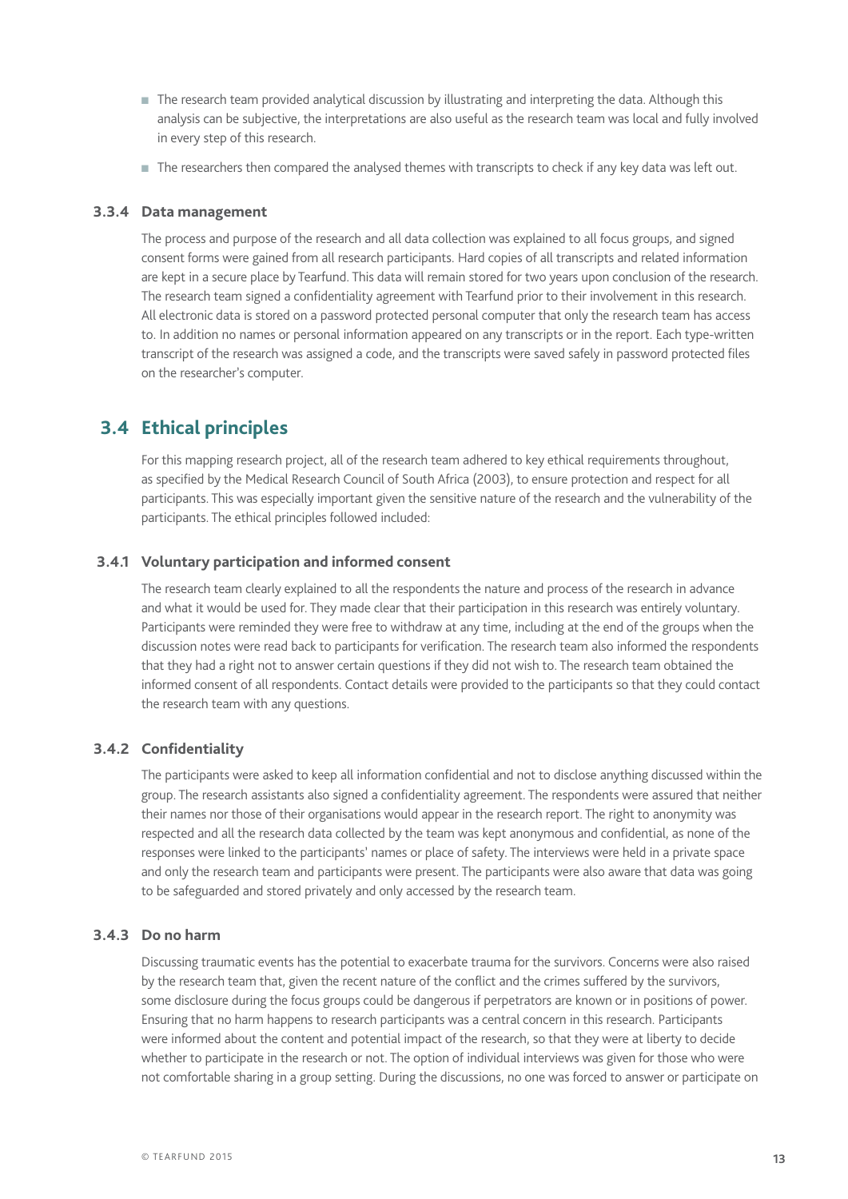- The research team provided analytical discussion by illustrating and interpreting the data. Although this analysis can be subjective, the interpretations are also useful as the research team was local and fully involved in every step of this research.
- The researchers then compared the analysed themes with transcripts to check if any key data was left out.

#### 3.3.4 Data management

The process and purpose of the research and all data collection was explained to all focus groups, and signed consent forms were gained from all research participants. Hard copies of all transcripts and related information are kept in a secure place by Tearfund. This data will remain stored for two years upon conclusion of the research. The research team signed a confidentiality agreement with Tearfund prior to their involvement in this research. All electronic data is stored on a password protected personal computer that only the research team has access to. In addition no names or personal information appeared on any transcripts or in the report. Each type-written transcript of the research was assigned a code, and the transcripts were saved safely in password protected files on the researcher's computer.

## 3.4 Ethical principles

For this mapping research project, all of the research team adhered to key ethical requirements throughout, as specified by the Medical Research Council of South Africa (2003), to ensure protection and respect for all participants. This was especially important given the sensitive nature of the research and the vulnerability of the participants. The ethical principles followed included:

#### 3.4.1 Voluntary participation and informed consent

The research team clearly explained to all the respondents the nature and process of the research in advance and what it would be used for. They made clear that their participation in this research was entirely voluntary. Participants were reminded they were free to withdraw at any time, including at the end of the groups when the discussion notes were read back to participants for verification. The research team also informed the respondents that they had a right not to answer certain questions if they did not wish to. The research team obtained the informed consent of all respondents. Contact details were provided to the participants so that they could contact the research team with any questions.

#### 3.4.2 Confidentiality

The participants were asked to keep all information confidential and not to disclose anything discussed within the group. The research assistants also signed a confidentiality agreement. The respondents were assured that neither their names nor those of their organisations would appear in the research report. The right to anonymity was respected and all the research data collected by the team was kept anonymous and confidential, as none of the responses were linked to the participants' names or place of safety. The interviews were held in a private space and only the research team and participants were present. The participants were also aware that data was going to be safeguarded and stored privately and only accessed by the research team.

#### 3.4.3 Do no harm

Discussing traumatic events has the potential to exacerbate trauma for the survivors. Concerns were also raised by the research team that, given the recent nature of the conflict and the crimes suffered by the survivors, some disclosure during the focus groups could be dangerous if perpetrators are known or in positions of power. Ensuring that no harm happens to research participants was a central concern in this research. Participants were informed about the content and potential impact of the research, so that they were at liberty to decide whether to participate in the research or not. The option of individual interviews was given for those who were not comfortable sharing in a group setting. During the discussions, no one was forced to answer or participate on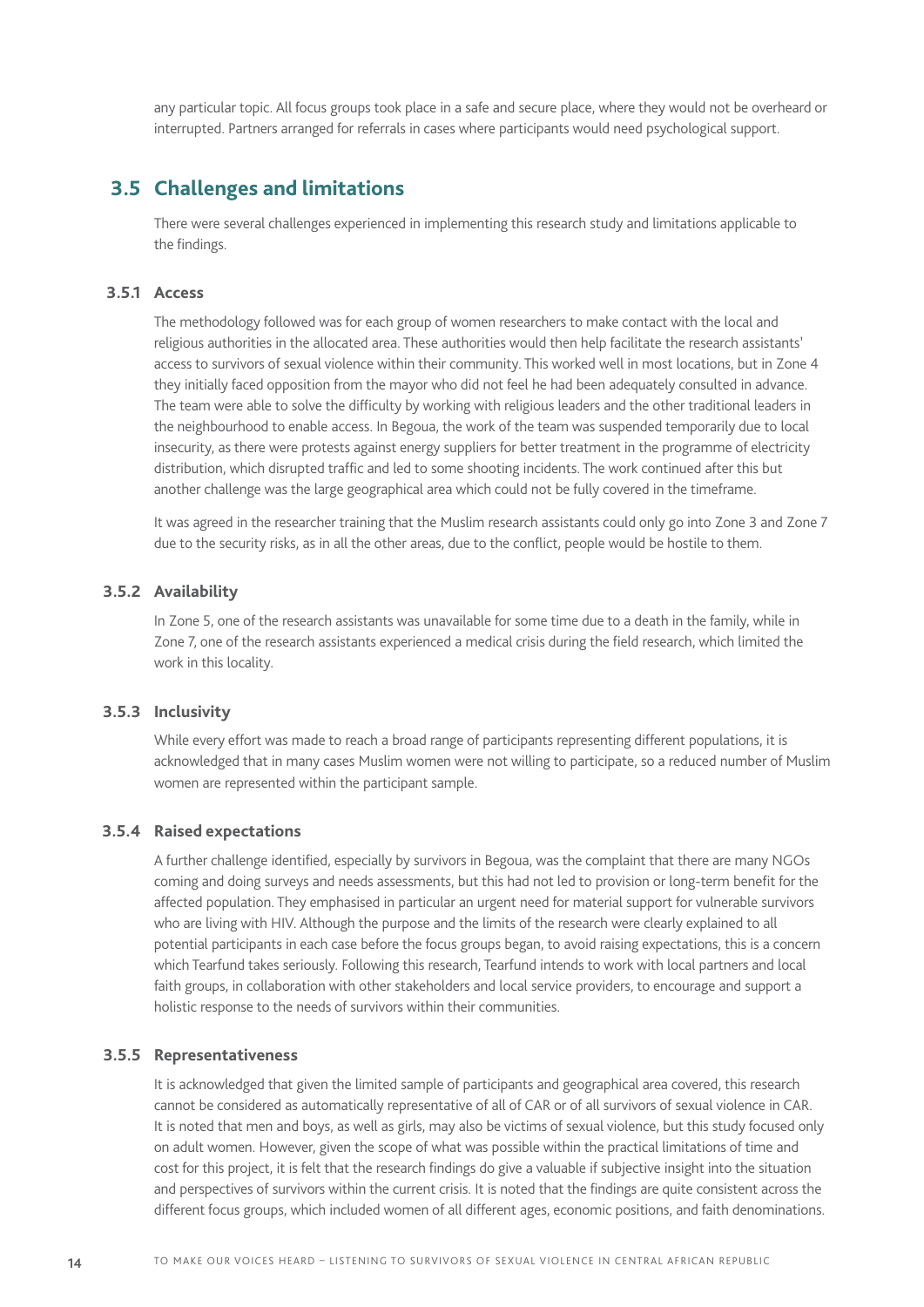any particular topic. All focus groups took place in a safe and secure place, where they would not be overheard or interrupted. Partners arranged for referrals in cases where participants would need psychological support.

## 3.5 Challenges and limitations

There were several challenges experienced in implementing this research study and limitations applicable to the findings.

### 3.5.1 Access

The methodology followed was for each group of women researchers to make contact with the local and religious authorities in the allocated area. These authorities would then help facilitate the research assistants' access to survivors of sexual violence within their community. This worked well in most locations, but in Zone 4 they initially faced opposition from the mayor who did not feel he had been adequately consulted in advance. The team were able to solve the difficulty by working with religious leaders and the other traditional leaders in the neighbourhood to enable access. In Begoua, the work of the team was suspended temporarily due to local insecurity, as there were protests against energy suppliers for better treatment in the programme of electricity distribution, which disrupted traffic and led to some shooting incidents. The work continued after this but another challenge was the large geographical area which could not be fully covered in the timeframe.

It was agreed in the researcher training that the Muslim research assistants could only go into Zone 3 and Zone 7 due to the security risks, as in all the other areas, due to the conflict, people would be hostile to them.

### 3.5.2 Availability

In Zone 5, one of the research assistants was unavailable for some time due to a death in the family, while in Zone 7, one of the research assistants experienced a medical crisis during the field research, which limited the work in this locality.

### 3.5.3 Inclusivity

While every effort was made to reach a broad range of participants representing different populations, it is acknowledged that in many cases Muslim women were not willing to participate, so a reduced number of Muslim women are represented within the participant sample.

### 3.5.4 Raised expectations

A further challenge identified, especially by survivors in Begoua, was the complaint that there are many NGOs coming and doing surveys and needs assessments, but this had not led to provision or long-term benefit for the affected population. They emphasised in particular an urgent need for material support for vulnerable survivors who are living with HIV. Although the purpose and the limits of the research were clearly explained to all potential participants in each case before the focus groups began, to avoid raising expectations, this is a concern which Tearfund takes seriously. Following this research, Tearfund intends to work with local partners and local faith groups, in collaboration with other stakeholders and local service providers, to encourage and support a holistic response to the needs of survivors within their communities.

### 3.5.5 Representativeness

It is acknowledged that given the limited sample of participants and geographical area covered, this research cannot be considered as automatically representative of all of CAR or of all survivors of sexual violence in CAR. It is noted that men and boys, as well as girls, may also be victims of sexual violence, but this study focused only on adult women. However, given the scope of what was possible within the practical limitations of time and cost for this project, it is felt that the research findings do give a valuable if subjective insight into the situation and perspectives of survivors within the current crisis. It is noted that the findings are quite consistent across the different focus groups, which included women of all different ages, economic positions, and faith denominations.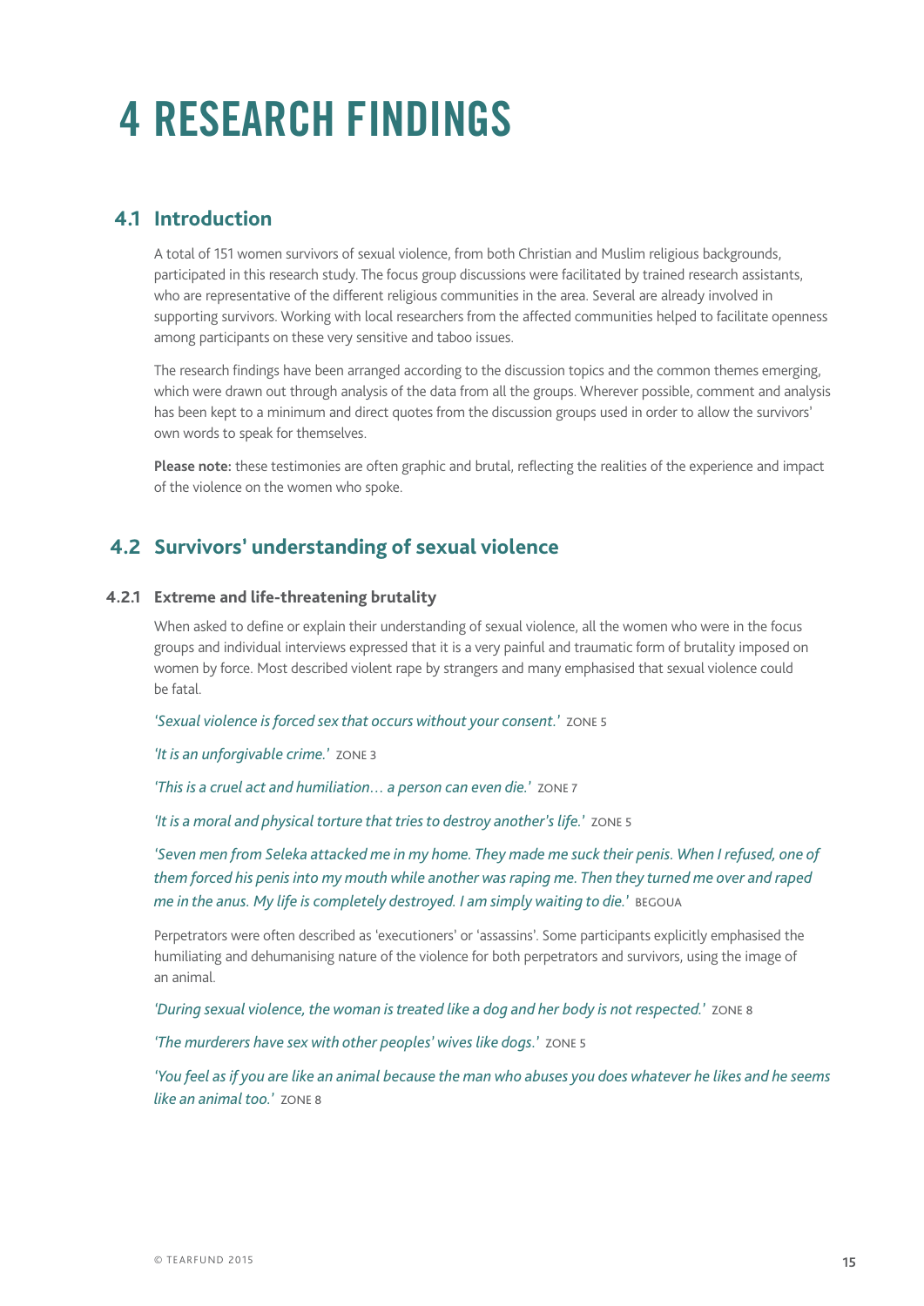# 4 RESEARCH FINDINGS

## 4.1 Introduction

A total of 151 women survivors of sexual violence, from both Christian and Muslim religious backgrounds, participated in this research study. The focus group discussions were facilitated by trained research assistants, who are representative of the different religious communities in the area. Several are already involved in supporting survivors. Working with local researchers from the affected communities helped to facilitate openness among participants on these very sensitive and taboo issues.

The research findings have been arranged according to the discussion topics and the common themes emerging, which were drawn out through analysis of the data from all the groups. Wherever possible, comment and analysis has been kept to a minimum and direct quotes from the discussion groups used in order to allow the survivors' own words to speak for themselves.

**Please note:** these testimonies are often graphic and brutal, reflecting the realities of the experience and impact of the violence on the women who spoke.

## 4.2 Survivors' understanding of sexual violence

### 4.2.1 Extreme and life-threatening brutality

When asked to define or explain their understanding of sexual violence, all the women who were in the focus groups and individual interviews expressed that it is a very painful and traumatic form of brutality imposed on women by force. Most described violent rape by strangers and many emphasised that sexual violence could be fatal.

*'Sexual violence is forced sex that occurs without your consent.'* ZONE 5

*'It is an unforgivable crime.'* ZONE 3

*'This is a cruel act and humiliation… a person can even die.'* ZONE 7

*'It is a moral and physical torture that tries to destroy another's life.'* ZONE 5

*'Seven men from Seleka attacked me in my home. They made me suck their penis. When I refused, one of them forced his penis into my mouth while another was raping me. Then they turned me over and raped me in the anus. My life is completely destroyed. I am simply waiting to die.'* BEGOUA

Perpetrators were often described as 'executioners' or 'assassins'. Some participants explicitly emphasised the humiliating and dehumanising nature of the violence for both perpetrators and survivors, using the image of an animal.

*'During sexual violence, the woman is treated like a dog and her body is not respected.'* ZONE 8

*'The murderers have sex with other peoples' wives like dogs.'* ZONE 5

*'You feel as if you are like an animal because the man who abuses you does whatever he likes and he seems like an animal too.'* ZONE 8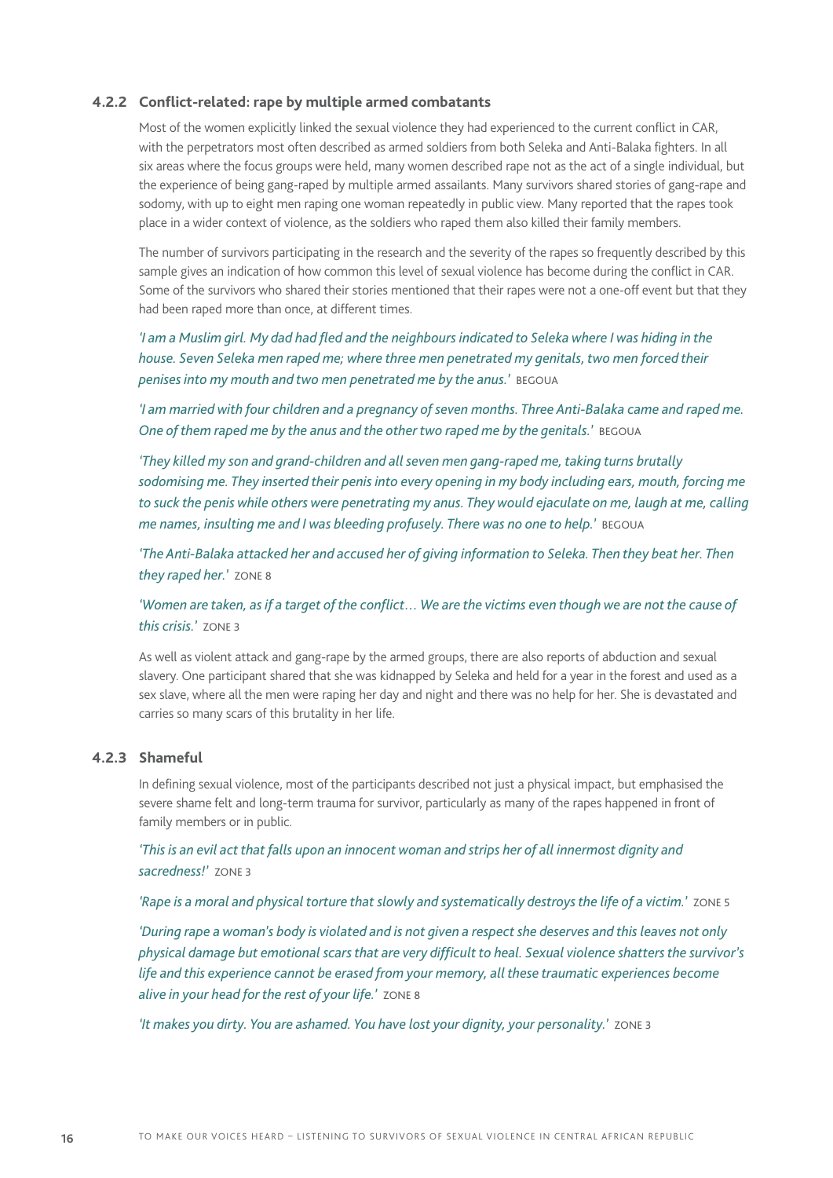### 4.2.2 Conflict-related: rape by multiple armed combatants

Most of the women explicitly linked the sexual violence they had experienced to the current conflict in CAR, with the perpetrators most often described as armed soldiers from both Seleka and Anti-Balaka fighters. In all six areas where the focus groups were held, many women described rape not as the act of a single individual, but the experience of being gang-raped by multiple armed assailants. Many survivors shared stories of gang-rape and sodomy, with up to eight men raping one woman repeatedly in public view. Many reported that the rapes took place in a wider context of violence, as the soldiers who raped them also killed their family members.

The number of survivors participating in the research and the severity of the rapes so frequently described by this sample gives an indication of how common this level of sexual violence has become during the conflict in CAR. Some of the survivors who shared their stories mentioned that their rapes were not a one-off event but that they had been raped more than once, at different times.

*'I am a Muslim girl. My dad had fled and the neighbours indicated to Seleka where I was hiding in the house. Seven Seleka men raped me; where three men penetrated my genitals, two men forced their penises into my mouth and two men penetrated me by the anus.'* BEGOUA

*'I am married with four children and a pregnancy of seven months. Three Anti-Balaka came and raped me. One of them raped me by the anus and the other two raped me by the genitals.'* BEGOUA

*'They killed my son and grand-children and all seven men gang-raped me, taking turns brutally sodomising me. They inserted their penis into every opening in my body including ears, mouth, forcing me to suck the penis while others were penetrating my anus. They would ejaculate on me, laugh at me, calling me names, insulting me and I was bleeding profusely. There was no one to help.'* BEGOUA

*'The Anti-Balaka attacked her and accused her of giving information to Seleka. Then they beat her. Then they raped her.'* ZONE 8

*'Women are taken, as if a target of the conflict… We are the victims even though we are not the cause of this crisis.'* ZONE 3

As well as violent attack and gang-rape by the armed groups, there are also reports of abduction and sexual slavery. One participant shared that she was kidnapped by Seleka and held for a year in the forest and used as a sex slave, where all the men were raping her day and night and there was no help for her. She is devastated and carries so many scars of this brutality in her life.

### 4.2.3 Shameful

In defining sexual violence, most of the participants described not just a physical impact, but emphasised the severe shame felt and long-term trauma for survivor, particularly as many of the rapes happened in front of family members or in public.

*'This is an evil act that falls upon an innocent woman and strips her of all innermost dignity and sacredness!'* ZONE 3

*'Rape is a moral and physical torture that slowly and systematically destroys the life of a victim.'* ZONE 5

*'During rape a woman's body is violated and is not given a respect she deserves and this leaves not only physical damage but emotional scars that are very difficult to heal. Sexual violence shatters the survivor's life and this experience cannot be erased from your memory, all these traumatic experiences become alive in your head for the rest of your life.'* ZONE 8

*'It makes you dirty. You are ashamed. You have lost your dignity, your personality.'* ZONE 3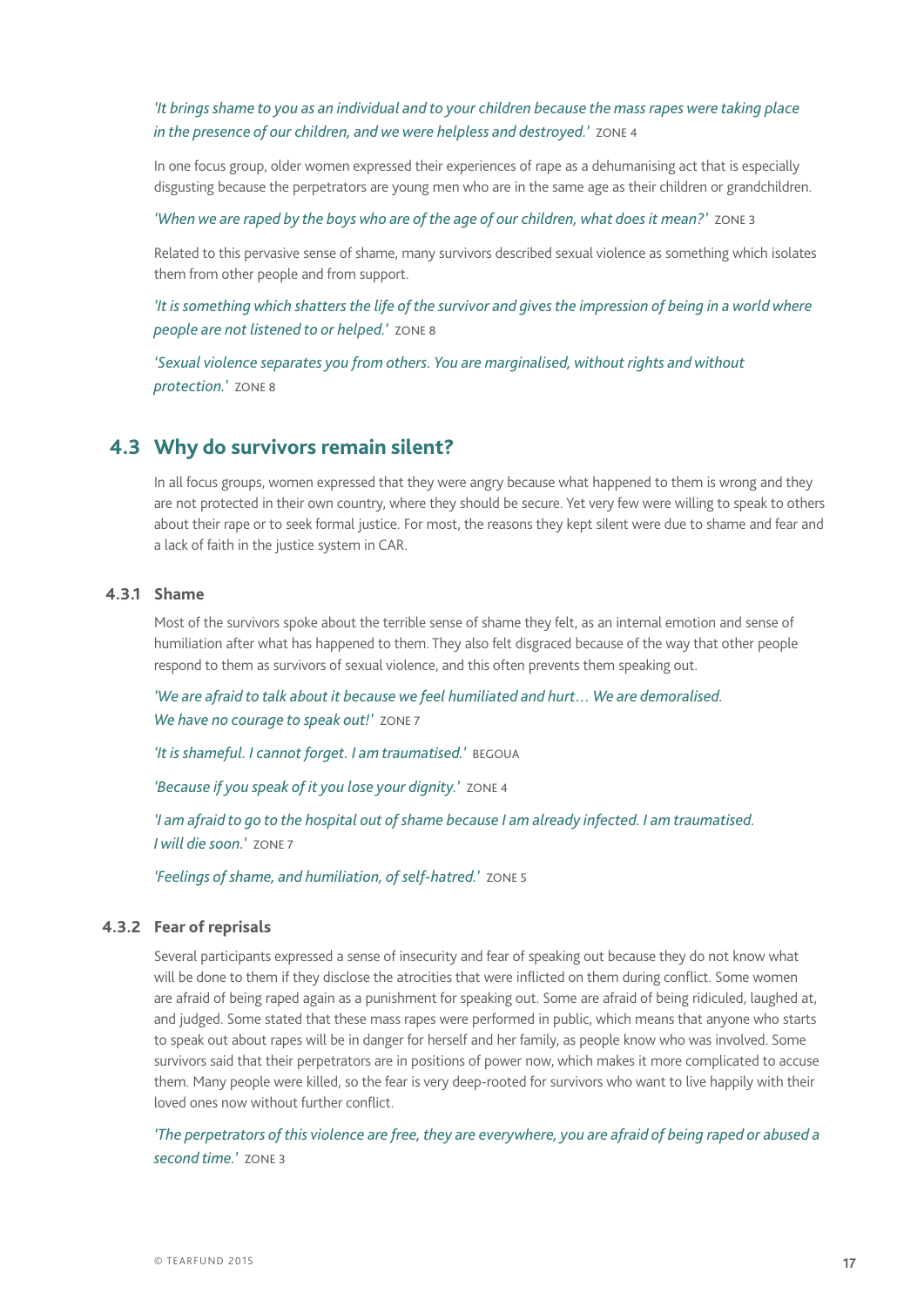*'It brings shame to you as an individual and to your children because the mass rapes were taking place in the presence of our children, and we were helpless and destroyed.'* ZONE 4

In one focus group, older women expressed their experiences of rape as a dehumanising act that is especially disgusting because the perpetrators are young men who are in the same age as their children or grandchildren.

*'When we are raped by the boys who are of the age of our children, what does it mean?'* ZONE 3

Related to this pervasive sense of shame, many survivors described sexual violence as something which isolates them from other people and from support.

*'It is something which shatters the life of the survivor and gives the impression of being in a world where people are not listened to or helped.'* ZONE 8

*'Sexual violence separates you from others. You are marginalised, without rights and without protection.'* ZONE 8

## 4.3 Why do survivors remain silent?

In all focus groups, women expressed that they were angry because what happened to them is wrong and they are not protected in their own country, where they should be secure. Yet very few were willing to speak to others about their rape or to seek formal justice. For most, the reasons they kept silent were due to shame and fear and a lack of faith in the justice system in CAR.

### 4.3.1 Shame

Most of the survivors spoke about the terrible sense of shame they felt, as an internal emotion and sense of humiliation after what has happened to them. They also felt disgraced because of the way that other people respond to them as survivors of sexual violence, and this often prevents them speaking out.

*'We are afraid to talk about it because we feel humiliated and hurt… We are demoralised. We have no courage to speak out!'* ZONE 7

*'It is shameful. I cannot forget. I am traumatised.'* BEGOUA

*'Because if you speak of it you lose your dignity.'* ZONE 4

*'I am afraid to go to the hospital out of shame because I am already infected. I am traumatised. I will die soon.'* ZONE 7

*'Feelings of shame, and humiliation, of self-hatred.'* ZONE 5

### 4.3.2 Fear of reprisals

Several participants expressed a sense of insecurity and fear of speaking out because they do not know what will be done to them if they disclose the atrocities that were inflicted on them during conflict. Some women are afraid of being raped again as a punishment for speaking out. Some are afraid of being ridiculed, laughed at, and judged. Some stated that these mass rapes were performed in public, which means that anyone who starts to speak out about rapes will be in danger for herself and her family, as people know who was involved. Some survivors said that their perpetrators are in positions of power now, which makes it more complicated to accuse them. Many people were killed, so the fear is very deep-rooted for survivors who want to live happily with their loved ones now without further conflict.

*'The perpetrators of this violence are free, they are everywhere, you are afraid of being raped or abused a second time.'* ZONE 3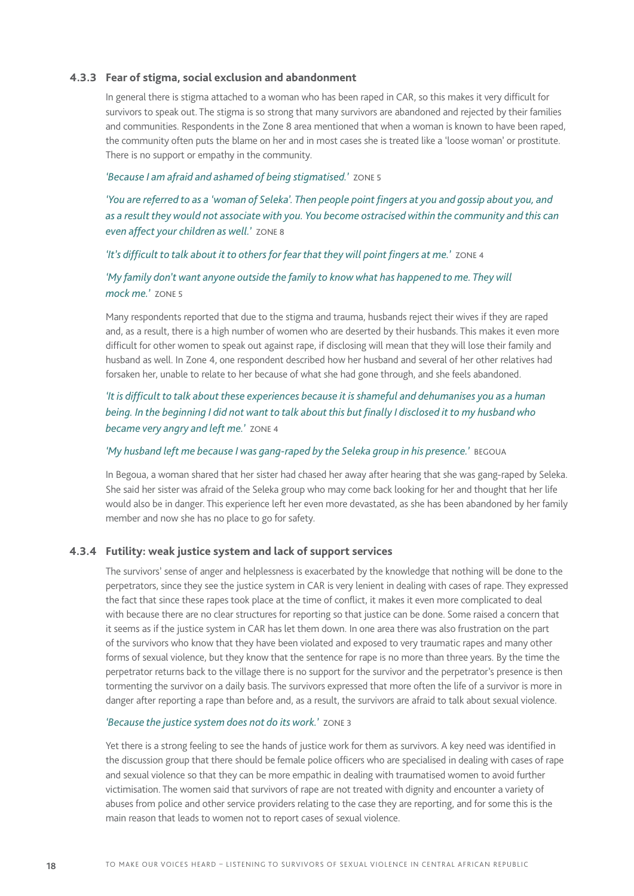### 4.3.3 Fear of stigma, social exclusion and abandonment

In general there is stigma attached to a woman who has been raped in CAR, so this makes it very difficult for survivors to speak out. The stigma is so strong that many survivors are abandoned and rejected by their families and communities. Respondents in the Zone 8 area mentioned that when a woman is known to have been raped, the community often puts the blame on her and in most cases she is treated like a 'loose woman' or prostitute. There is no support or empathy in the community.

*'Because I am afraid and ashamed of being stigmatised.'* ZONE 5

*'You are referred to as a 'woman of Seleka'. Then people point fingers at you and gossip about you, and as a result they would not associate with you. You become ostracised within the community and this can even affect your children as well.'* ZONE 8

*'It's difficult to talk about it to others for fear that they will point fingers at me.'* ZONE 4

*'My family don't want anyone outside the family to know what has happened to me. They will mock me.'* ZONE 5

Many respondents reported that due to the stigma and trauma, husbands reject their wives if they are raped and, as a result, there is a high number of women who are deserted by their husbands. This makes it even more difficult for other women to speak out against rape, if disclosing will mean that they will lose their family and husband as well. In Zone 4, one respondent described how her husband and several of her other relatives had forsaken her, unable to relate to her because of what she had gone through, and she feels abandoned.

*'It is difficult to talk about these experiences because it is shameful and dehumanises you as a human being. In the beginning I did not want to talk about this but finally I disclosed it to my husband who became very angry and left me.'* ZONE 4

*'My husband left me because I was gang-raped by the Seleka group in his presence.'* BEGOUA

In Begoua, a woman shared that her sister had chased her away after hearing that she was gang-raped by Seleka. She said her sister was afraid of the Seleka group who may come back looking for her and thought that her life would also be in danger. This experience left her even more devastated, as she has been abandoned by her family member and now she has no place to go for safety.

### 4.3.4 Futility: weak justice system and lack of support services

The survivors' sense of anger and helplessness is exacerbated by the knowledge that nothing will be done to the perpetrators, since they see the justice system in CAR is very lenient in dealing with cases of rape. They expressed the fact that since these rapes took place at the time of conflict, it makes it even more complicated to deal with because there are no clear structures for reporting so that justice can be done. Some raised a concern that it seems as if the justice system in CAR has let them down. In one area there was also frustration on the part of the survivors who know that they have been violated and exposed to very traumatic rapes and many other forms of sexual violence, but they know that the sentence for rape is no more than three years. By the time the perpetrator returns back to the village there is no support for the survivor and the perpetrator's presence is then tormenting the survivor on a daily basis. The survivors expressed that more often the life of a survivor is more in danger after reporting a rape than before and, as a result, the survivors are afraid to talk about sexual violence.

*'Because the justice system does not do its work.'* ZONE 3

Yet there is a strong feeling to see the hands of justice work for them as survivors. A key need was identified in the discussion group that there should be female police officers who are specialised in dealing with cases of rape and sexual violence so that they can be more empathic in dealing with traumatised women to avoid further victimisation. The women said that survivors of rape are not treated with dignity and encounter a variety of abuses from police and other service providers relating to the case they are reporting, and for some this is the main reason that leads to women not to report cases of sexual violence.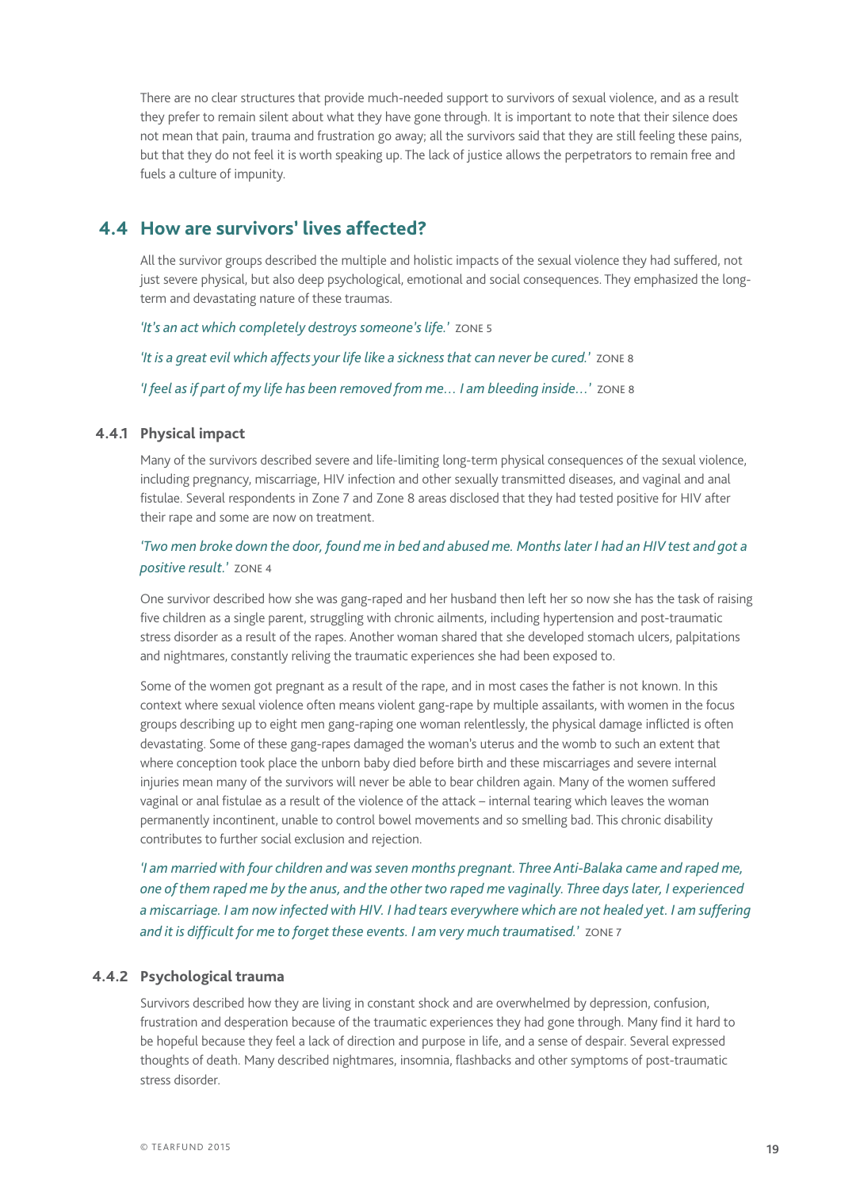There are no clear structures that provide much-needed support to survivors of sexual violence, and as a result they prefer to remain silent about what they have gone through. It is important to note that their silence does not mean that pain, trauma and frustration go away; all the survivors said that they are still feeling these pains, but that they do not feel it is worth speaking up. The lack of justice allows the perpetrators to remain free and fuels a culture of impunity.

## 4.4 How are survivors' lives affected?

All the survivor groups described the multiple and holistic impacts of the sexual violence they had suffered, not just severe physical, but also deep psychological, emotional and social consequences. They emphasized the long-term and devastating nature of these traumas.

*'It's an act which completely destroys someone's life.'* ZONE 5

*'It is a great evil which affects your life like a sickness that can never be cured.'* ZONE 8

*'I feel as if part of my life has been removed from me… I am bleeding inside…'* ZONE 8

### 4.4.1 Physical impact

Many of the survivors described severe and life-limiting long-term physical consequences of the sexual violence, including pregnancy, miscarriage, HIV infection and other sexually transmitted diseases, and vaginal and anal fistulae. Several respondents in Zone 7 and Zone 8 areas disclosed that they had tested positive for HIV after their rape and some are now on treatment.

*'Two men broke down the door, found me in bed and abused me. Months later I had an HIV test and got a positive result.'* ZONE 4

One survivor described how she was gang-raped and her husband then left her so now she has the task of raising five children as a single parent, struggling with chronic ailments, including hypertension and post-traumatic stress disorder as a result of the rapes. Another woman shared that she developed stomach ulcers, palpitations and nightmares, constantly reliving the traumatic experiences she had been exposed to.

Some of the women got pregnant as a result of the rape, and in most cases the father is not known. In this context where sexual violence often means violent gang-rape by multiple assailants, with women in the focus groups describing up to eight men gang-raping one woman relentlessly, the physical damage inflicted is often devastating. Some of these gang-rapes damaged the woman's uterus and the womb to such an extent that where conception took place the unborn baby died before birth and these miscarriages and severe internal injuries mean many of the survivors will never be able to bear children again. Many of the women suffered vaginal or anal fistulae as a result of the violence of the attack – internal tearing which leaves the woman permanently incontinent, unable to control bowel movements and so smelling bad. This chronic disability contributes to further social exclusion and rejection.

*'I am married with four children and was seven months pregnant. Three Anti-Balaka came and raped me, one of them raped me by the anus, and the other two raped me vaginally. Three days later, I experienced a miscarriage. I am now infected with HIV. I had tears everywhere which are not healed yet. I am suffering and it is difficult for me to forget these events. I am very much traumatised.'* ZONE 7

### 4.4.2 Psychological trauma

Survivors described how they are living in constant shock and are overwhelmed by depression, confusion, frustration and desperation because of the traumatic experiences they had gone through. Many find it hard to be hopeful because they feel a lack of direction and purpose in life, and a sense of despair. Several expressed thoughts of death. Many described nightmares, insomnia, flashbacks and other symptoms of post-traumatic stress disorder.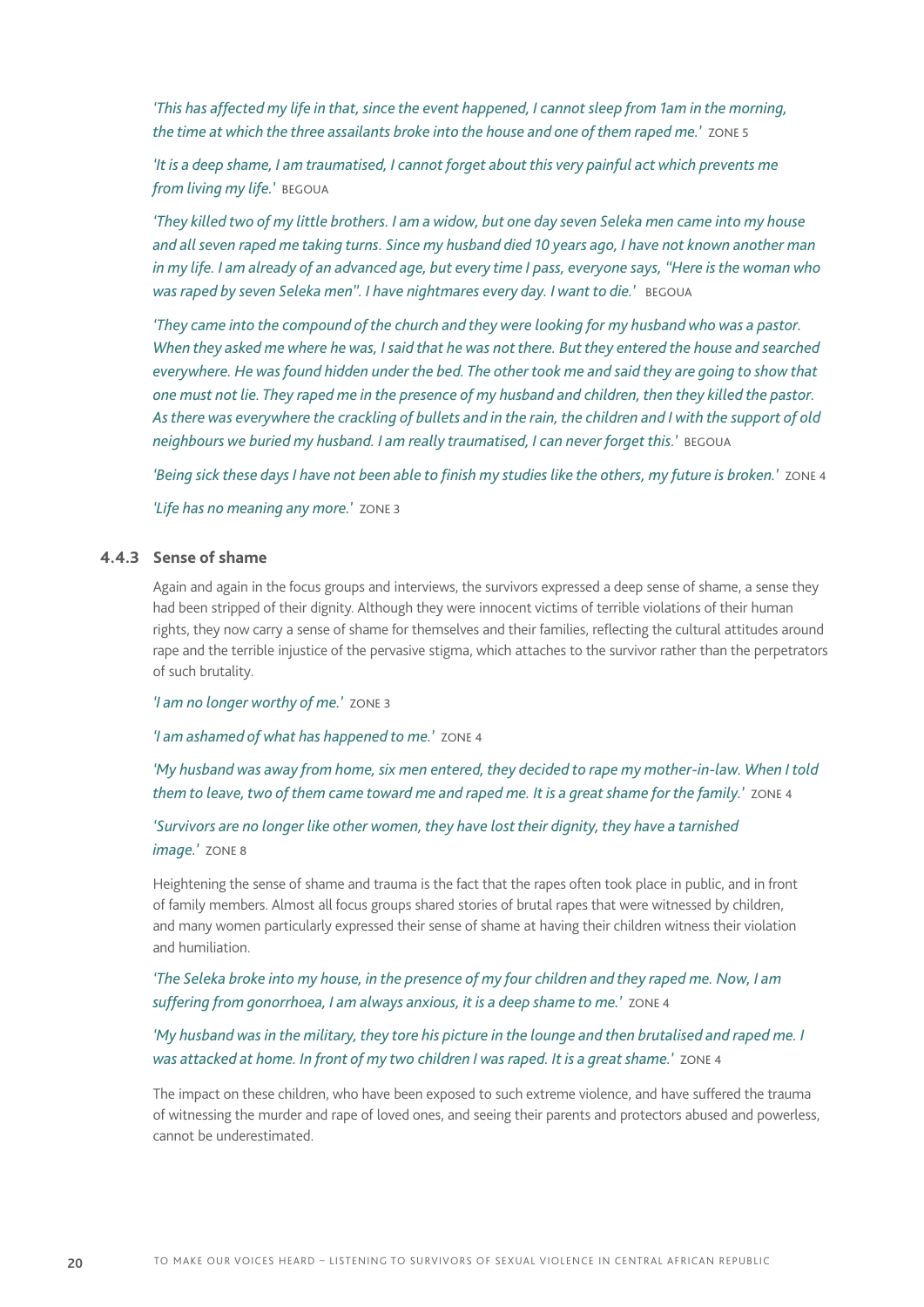*'This has affected my life in that, since the event happened, I cannot sleep from 1am in the morning, the time at which the three assailants broke into the house and one of them raped me.'* ZONE 5

*'It is a deep shame, I am traumatised, I cannot forget about this very painful act which prevents me from living my life.'* BEGOUA

*'They killed two of my little brothers. I am a widow, but one day seven Seleka men came into my house and all seven raped me taking turns. Since my husband died 10 years ago, I have not known another man in my life. I am already of an advanced age, but every time I pass, everyone says, "Here is the woman who was raped by seven Seleka men". I have nightmares every day. I want to die.'* BEGOUA

*'They came into the compound of the church and they were looking for my husband who was a pastor. When they asked me where he was, I said that he was not there. But they entered the house and searched everywhere. He was found hidden under the bed. The other took me and said they are going to show that one must not lie. They raped me in the presence of my husband and children, then they killed the pastor. As there was everywhere the crackling of bullets and in the rain, the children and I with the support of old neighbours we buried my husband. I am really traumatised, I can never forget this.'* BEGOUA

*'Being sick these days I have not been able to finish my studies like the others, my future is broken.'* ZONE 4

*'Life has no meaning any more.'* ZONE 3

### 4.4.3 Sense of shame

Again and again in the focus groups and interviews, the survivors expressed a deep sense of shame, a sense they had been stripped of their dignity. Although they were innocent victims of terrible violations of their human rights, they now carry a sense of shame for themselves and their families, reflecting the cultural attitudes around rape and the terrible injustice of the pervasive stigma, which attaches to the survivor rather than the perpetrators of such brutality.

*'I am no longer worthy of me.'* ZONE 3

*'I am ashamed of what has happened to me.'* ZONE 4

*'My husband was away from home, six men entered, they decided to rape my mother-in-law. When I told them to leave, two of them came toward me and raped me. It is a great shame for the family.'* ZONE 4

*'Survivors are no longer like other women, they have lost their dignity, they have a tarnished image.'* ZONE 8

Heightening the sense of shame and trauma is the fact that the rapes often took place in public, and in front of family members. Almost all focus groups shared stories of brutal rapes that were witnessed by children, and many women particularly expressed their sense of shame at having their children witness their violation and humiliation.

*'The Seleka broke into my house, in the presence of my four children and they raped me. Now, I am suffering from gonorrhoea, I am always anxious, it is a deep shame to me.'* ZONE 4

*'My husband was in the military, they tore his picture in the lounge and then brutalised and raped me. I was attacked at home. In front of my two children I was raped. It is a great shame.'* ZONE 4

The impact on these children, who have been exposed to such extreme violence, and have suffered the trauma of witnessing the murder and rape of loved ones, and seeing their parents and protectors abused and powerless, cannot be underestimated.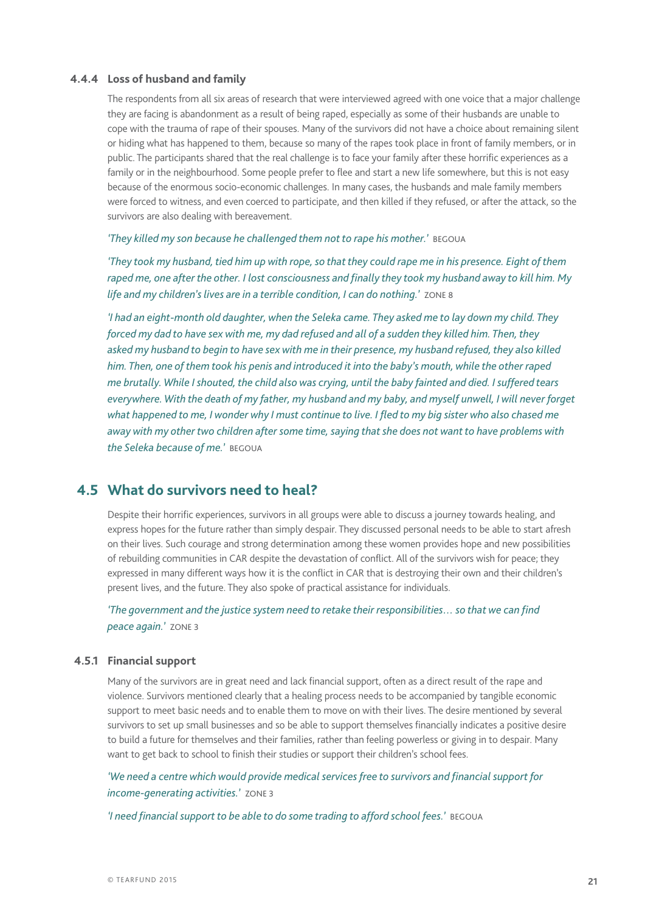### 4.4.4 Loss of husband and family

The respondents from all six areas of research that were interviewed agreed with one voice that a major challenge they are facing is abandonment as a result of being raped, especially as some of their husbands are unable to cope with the trauma of rape of their spouses. Many of the survivors did not have a choice about remaining silent or hiding what has happened to them, because so many of the rapes took place in front of family members, or in public. The participants shared that the real challenge is to face your family after these horrific experiences as a family or in the neighbourhood. Some people prefer to flee and start a new life somewhere, but this is not easy because of the enormous socio-economic challenges. In many cases, the husbands and male family members were forced to witness, and even coerced to participate, and then killed if they refused, or after the attack, so the survivors are also dealing with bereavement.

*'They killed my son because he challenged them not to rape his mother.'* BEGOUA

*'They took my husband, tied him up with rope, so that they could rape me in his presence. Eight of them raped me, one after the other. I lost consciousness and finally they took my husband away to kill him. My life and my children's lives are in a terrible condition, I can do nothing.'* ZONE 8

*'I had an eight-month old daughter, when the Seleka came. They asked me to lay down my child. They forced my dad to have sex with me, my dad refused and all of a sudden they killed him. Then, they asked my husband to begin to have sex with me in their presence, my husband refused, they also killed him. Then, one of them took his penis and introduced it into the baby's mouth, while the other raped me brutally. While I shouted, the child also was crying, until the baby fainted and died. I suffered tears everywhere. With the death of my father, my husband and my baby, and myself unwell, I will never forget what happened to me, I wonder why I must continue to live. I fled to my big sister who also chased me away with my other two children after some time, saying that she does not want to have problems with the Seleka because of me.'* BEGOUA

## 4.5 What do survivors need to heal?

Despite their horrific experiences, survivors in all groups were able to discuss a journey towards healing, and express hopes for the future rather than simply despair. They discussed personal needs to be able to start afresh on their lives. Such courage and strong determination among these women provides hope and new possibilities of rebuilding communities in CAR despite the devastation of conflict. All of the survivors wish for peace; they expressed in many different ways how it is the conflict in CAR that is destroying their own and their children's present lives, and the future. They also spoke of practical assistance for individuals.

*'The government and the justice system need to retake their responsibilities… so that we can find peace again.'* ZONE 3

### 4.5.1 Financial support

Many of the survivors are in great need and lack financial support, often as a direct result of the rape and violence. Survivors mentioned clearly that a healing process needs to be accompanied by tangible economic support to meet basic needs and to enable them to move on with their lives. The desire mentioned by several survivors to set up small businesses and so be able to support themselves financially indicates a positive desire to build a future for themselves and their families, rather than feeling powerless or giving in to despair. Many want to get back to school to finish their studies or support their children's school fees.

*'We need a centre which would provide medical services free to survivors and financial support for income-generating activities.'* ZONE 3

*'I need financial support to be able to do some trading to afford school fees.'* BEGOUA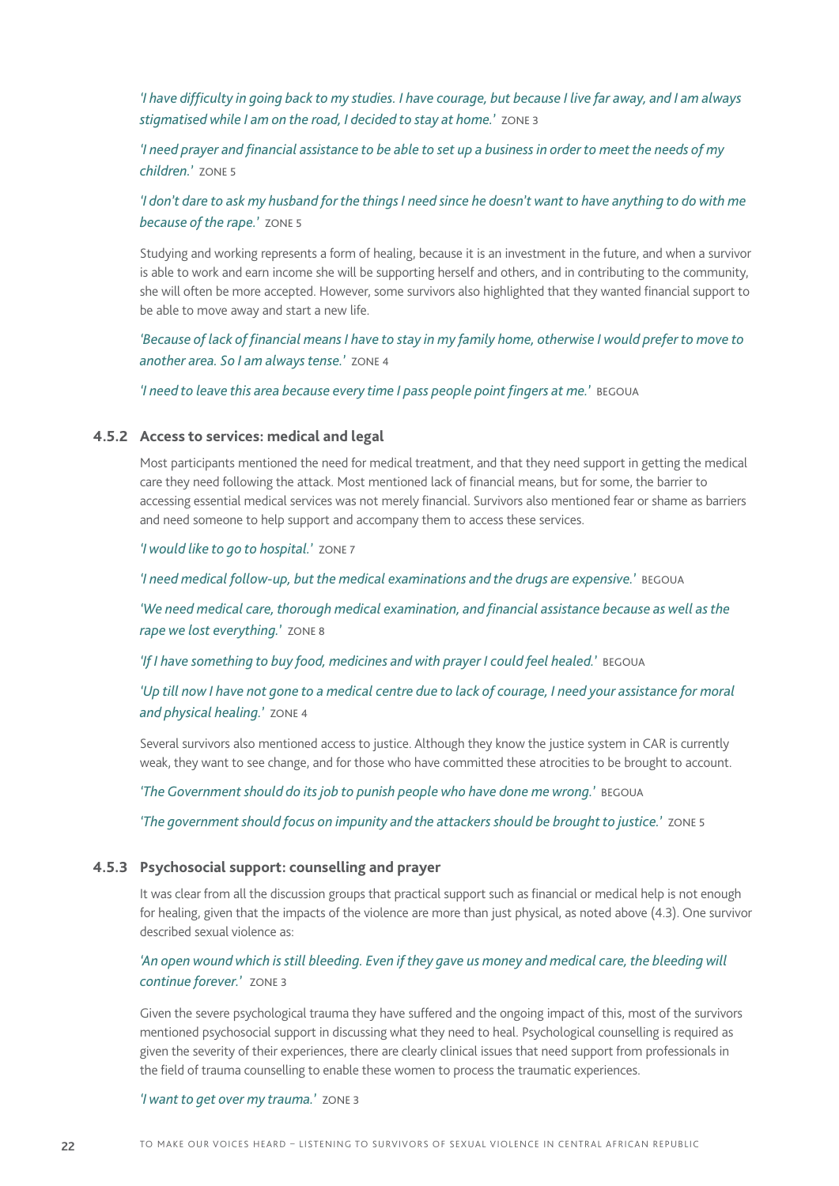*'I have difficulty in going back to my studies. I have courage, but because I live far away, and I am always stigmatised while I am on the road, I decided to stay at home.'* ZONE 3

*'I need prayer and financial assistance to be able to set up a business in order to meet the needs of my children.'* ZONE 5

*'I don't dare to ask my husband for the things I need since he doesn't want to have anything to do with me because of the rape.'* ZONE 5

Studying and working represents a form of healing, because it is an investment in the future, and when a survivor is able to work and earn income she will be supporting herself and others, and in contributing to the community, she will often be more accepted. However, some survivors also highlighted that they wanted financial support to be able to move away and start a new life.

*'Because of lack of financial means I have to stay in my family home, otherwise I would prefer to move to another area. So I am always tense.'* ZONE 4

*'I need to leave this area because every time I pass people point fingers at me.'* BEGOUA

### 4.5.2 Access to services: medical and legal

Most participants mentioned the need for medical treatment, and that they need support in getting the medical care they need following the attack. Most mentioned lack of financial means, but for some, the barrier to accessing essential medical services was not merely financial. Survivors also mentioned fear or shame as barriers and need someone to help support and accompany them to access these services.

*'I would like to go to hospital.'* ZONE 7

*'I need medical follow-up, but the medical examinations and the drugs are expensive.'* BEGOUA

*'We need medical care, thorough medical examination, and financial assistance because as well as the rape we lost everything.'* ZONE 8

*'If I have something to buy food, medicines and with prayer I could feel healed.'* BEGOUA

*'Up till now I have not gone to a medical centre due to lack of courage, I need your assistance for moral and physical healing.'* ZONE 4

Several survivors also mentioned access to justice. Although they know the justice system in CAR is currently weak, they want to see change, and for those who have committed these atrocities to be brought to account.

*'The Government should do its job to punish people who have done me wrong.'* BEGOUA

*'The government should focus on impunity and the attackers should be brought to justice.'* ZONE 5

### 4.5.3 Psychosocial support: counselling and prayer

It was clear from all the discussion groups that practical support such as financial or medical help is not enough for healing, given that the impacts of the violence are more than just physical, as noted above (4.3). One survivor described sexual violence as:

*'An open wound which is still bleeding. Even if they gave us money and medical care, the bleeding will continue forever.'* ZONE 3

Given the severe psychological trauma they have suffered and the ongoing impact of this, most of the survivors mentioned psychosocial support in discussing what they need to heal. Psychological counselling is required as given the severity of their experiences, there are clearly clinical issues that need support from professionals in the field of trauma counselling to enable these women to process the traumatic experiences.

*'I want to get over my trauma.'* ZONE 3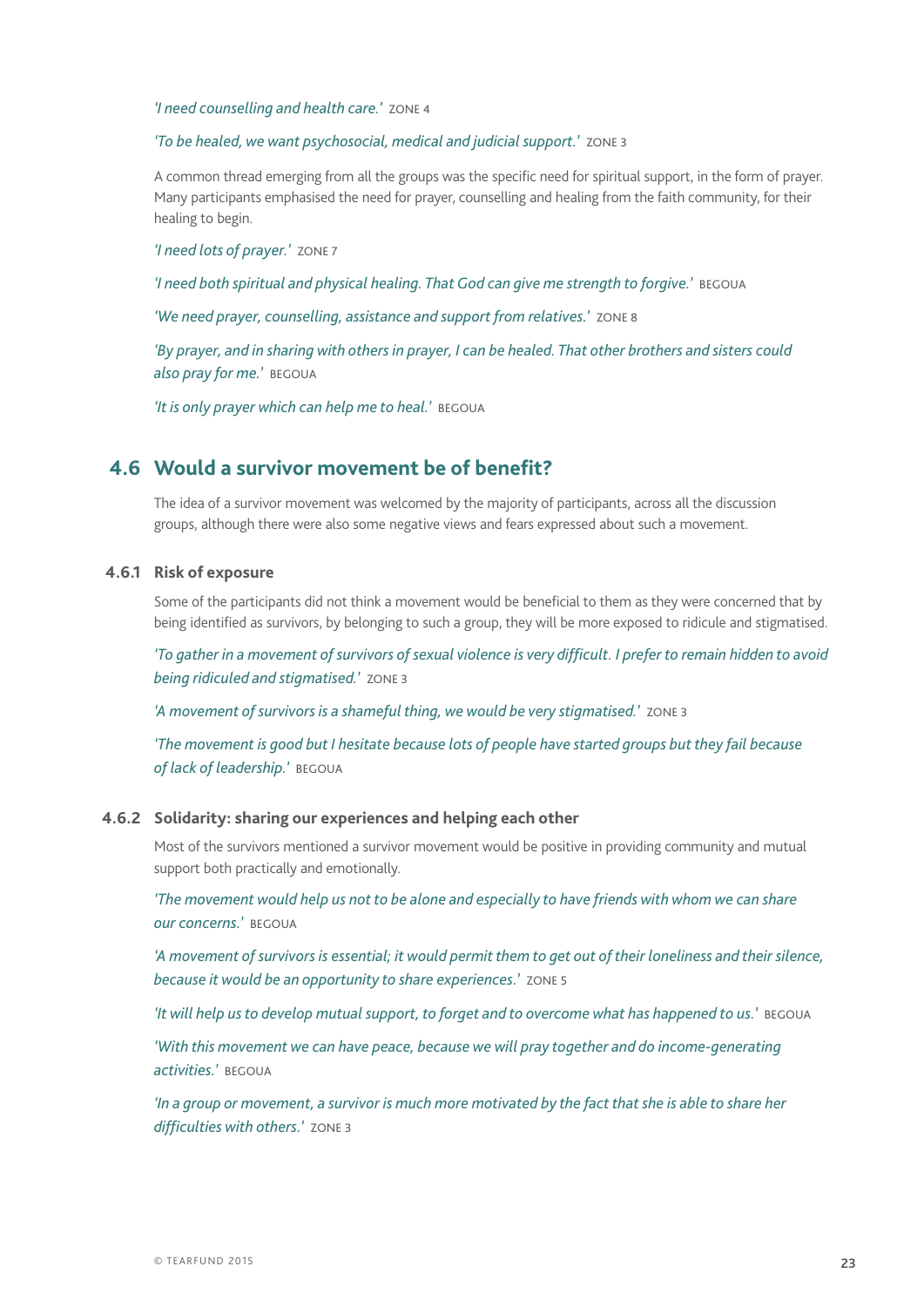*'I need counselling and health care.'* ZONE 4

*'To be healed, we want psychosocial, medical and judicial support.'* ZONE 3

A common thread emerging from all the groups was the specific need for spiritual support, in the form of prayer. Many participants emphasised the need for prayer, counselling and healing from the faith community, for their healing to begin.

*'I need lots of prayer.'* ZONE 7

*'I need both spiritual and physical healing. That God can give me strength to forgive.'* BEGOUA

*'We need prayer, counselling, assistance and support from relatives.'* ZONE 8

*'By prayer, and in sharing with others in prayer, I can be healed. That other brothers and sisters could also pray for me.'* BEGOUA

*'It is only prayer which can help me to heal.'* BEGOUA

## 4.6 Would a survivor movement be of benefit?

The idea of a survivor movement was welcomed by the majority of participants, across all the discussion groups, although there were also some negative views and fears expressed about such a movement.

### 4.6.1 Risk of exposure

Some of the participants did not think a movement would be beneficial to them as they were concerned that by being identified as survivors, by belonging to such a group, they will be more exposed to ridicule and stigmatised.

*'To gather in a movement of survivors of sexual violence is very difficult. I prefer to remain hidden to avoid being ridiculed and stigmatised.'* ZONE 3

*'A movement of survivors is a shameful thing, we would be very stigmatised.'* ZONE 3

*'The movement is good but I hesitate because lots of people have started groups but they fail because of lack of leadership.'* BEGOUA

### 4.6.2 Solidarity: sharing our experiences and helping each other

Most of the survivors mentioned a survivor movement would be positive in providing community and mutual support both practically and emotionally.

*'The movement would help us not to be alone and especially to have friends with whom we can share our concerns.'* BEGOUA

*'A movement of survivors is essential; it would permit them to get out of their loneliness and their silence, because it would be an opportunity to share experiences.'* ZONE 5

*'It will help us to develop mutual support, to forget and to overcome what has happened to us.'* BEGOUA

*'With this movement we can have peace, because we will pray together and do income-generating activities.'* BEGOUA

*'In a group or movement, a survivor is much more motivated by the fact that she is able to share her difficulties with others.'* ZONE 3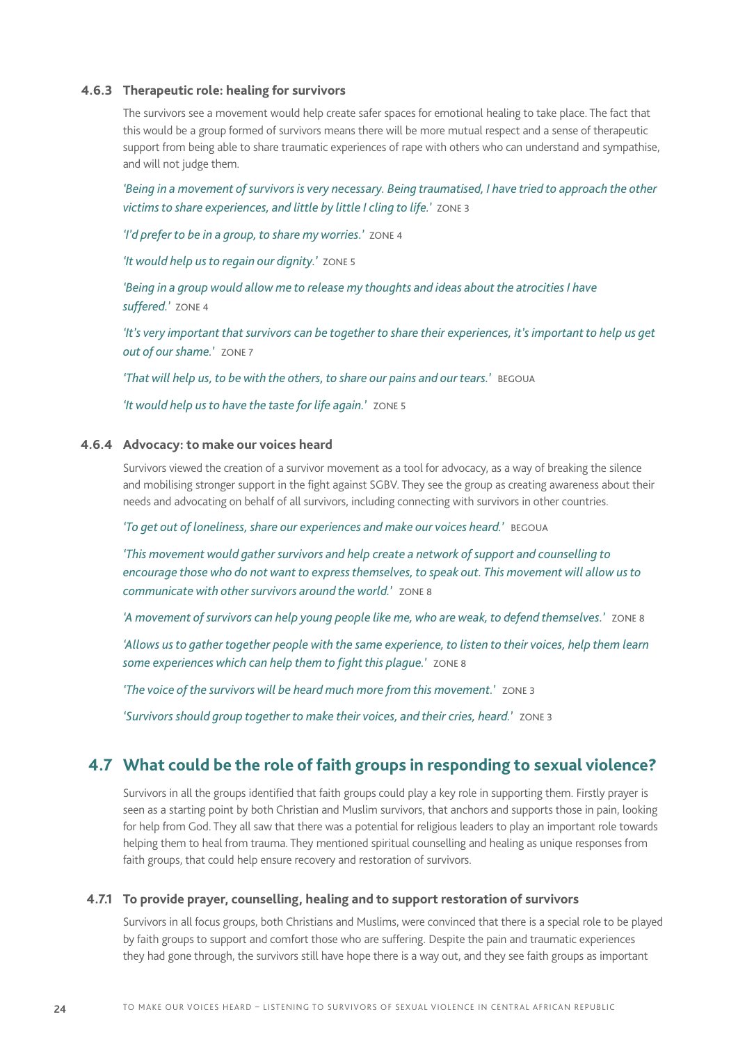#### 4.6.3 Therapeutic role: healing for survivors

The survivors see a movement would help create safer spaces for emotional healing to take place. The fact that this would be a group formed of survivors means there will be more mutual respect and a sense of therapeutic support from being able to share traumatic experiences of rape with others who can understand and sympathise, and will not judge them.

*'Being in a movement of survivors is very necessary. Being traumatised, I have tried to approach the other victims to share experiences, and little by little I cling to life.'* ZONE 3

*'I'd prefer to be in a group, to share my worries.'* ZONE 4

*'It would help us to regain our dignity.'* ZONE 5

*'Being in a group would allow me to release my thoughts and ideas about the atrocities I have suffered.'* ZONE 4

*'It's very important that survivors can be together to share their experiences, it's important to help us get out of our shame.'* ZONE 7

*'That will help us, to be with the others, to share our pains and our tears.'* BEGOUA

*'It would help us to have the taste for life again.'* ZONE 5

#### 4.6.4 Advocacy: to make our voices heard

Survivors viewed the creation of a survivor movement as a tool for advocacy, as a way of breaking the silence and mobilising stronger support in the fight against SGBV. They see the group as creating awareness about their needs and advocating on behalf of all survivors, including connecting with survivors in other countries.

*'To get out of loneliness, share our experiences and make our voices heard.'* BEGOUA

*'This movement would gather survivors and help create a network of support and counselling to encourage those who do not want to express themselves, to speak out. This movement will allow us to communicate with other survivors around the world.'* ZONE 8

*'A movement of survivors can help young people like me, who are weak, to defend themselves.'* ZONE 8

*'Allows us to gather together people with the same experience, to listen to their voices, help them learn some experiences which can help them to fight this plague.'* ZONE 8

*'The voice of the survivors will be heard much more from this movement.'* ZONE 3

*'Survivors should group together to make their voices, and their cries, heard.'* ZONE 3

### 4.7 What could be the role of faith groups in responding to sexual violence?

Survivors in all the groups identified that faith groups could play a key role in supporting them. Firstly prayer is seen as a starting point by both Christian and Muslim survivors, that anchors and supports those in pain, looking for help from God. They all saw that there was a potential for religious leaders to play an important role towards helping them to heal from trauma. They mentioned spiritual counselling and healing as unique responses from faith groups, that could help ensure recovery and restoration of survivors.

#### 4.7.1 To provide prayer, counselling, healing and to support restoration of survivors

Survivors in all focus groups, both Christians and Muslims, were convinced that there is a special role to be played by faith groups to support and comfort those who are suffering. Despite the pain and traumatic experiences they had gone through, the survivors still have hope there is a way out, and they see faith groups as important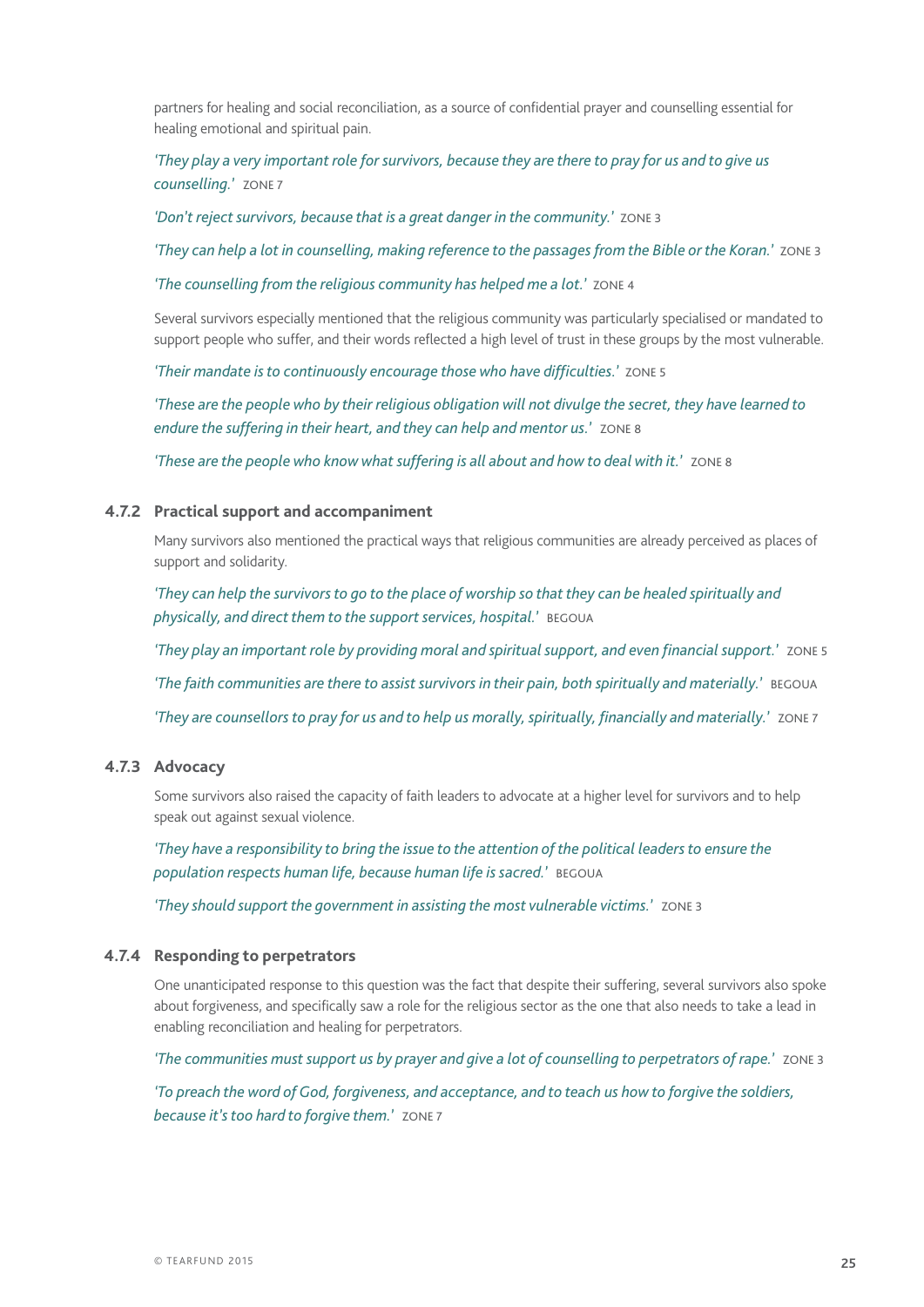partners for healing and social reconciliation, as a source of confidential prayer and counselling essential for healing emotional and spiritual pain.

*'They play a very important role for survivors, because they are there to pray for us and to give us counselling.'* ZONE 7

*'Don't reject survivors, because that is a great danger in the community.'* ZONE 3

*'They can help a lot in counselling, making reference to the passages from the Bible or the Koran.'* ZONE 3

*'The counselling from the religious community has helped me a lot.'* ZONE 4

Several survivors especially mentioned that the religious community was particularly specialised or mandated to support people who suffer, and their words reflected a high level of trust in these groups by the most vulnerable.

*'Their mandate is to continuously encourage those who have difficulties.'* ZONE 5

*'These are the people who by their religious obligation will not divulge the secret, they have learned to endure the suffering in their heart, and they can help and mentor us.'* ZONE 8

*'These are the people who know what suffering is all about and how to deal with it.'* ZONE 8

### 4.7.2 Practical support and accompaniment

Many survivors also mentioned the practical ways that religious communities are already perceived as places of support and solidarity.

*'They can help the survivors to go to the place of worship so that they can be healed spiritually and physically, and direct them to the support services, hospital.'* BEGOUA

*'They play an important role by providing moral and spiritual support, and even financial support.'* ZONE 5

*'The faith communities are there to assist survivors in their pain, both spiritually and materially.'* BEGOUA

*'They are counsellors to pray for us and to help us morally, spiritually, financially and materially.'* ZONE 7

### 4.7.3 Advocacy

Some survivors also raised the capacity of faith leaders to advocate at a higher level for survivors and to help speak out against sexual violence.

*'They have a responsibility to bring the issue to the attention of the political leaders to ensure the population respects human life, because human life is sacred.'* BEGOUA

*'They should support the government in assisting the most vulnerable victims.'* ZONE 3

### 4.7.4 Responding to perpetrators

One unanticipated response to this question was the fact that despite their suffering, several survivors also spoke about forgiveness, and specifically saw a role for the religious sector as the one that also needs to take a lead in enabling reconciliation and healing for perpetrators.

*'The communities must support us by prayer and give a lot of counselling to perpetrators of rape.'* ZONE 3

*'To preach the word of God, forgiveness, and acceptance, and to teach us how to forgive the soldiers, because it's too hard to forgive them.'* ZONE 7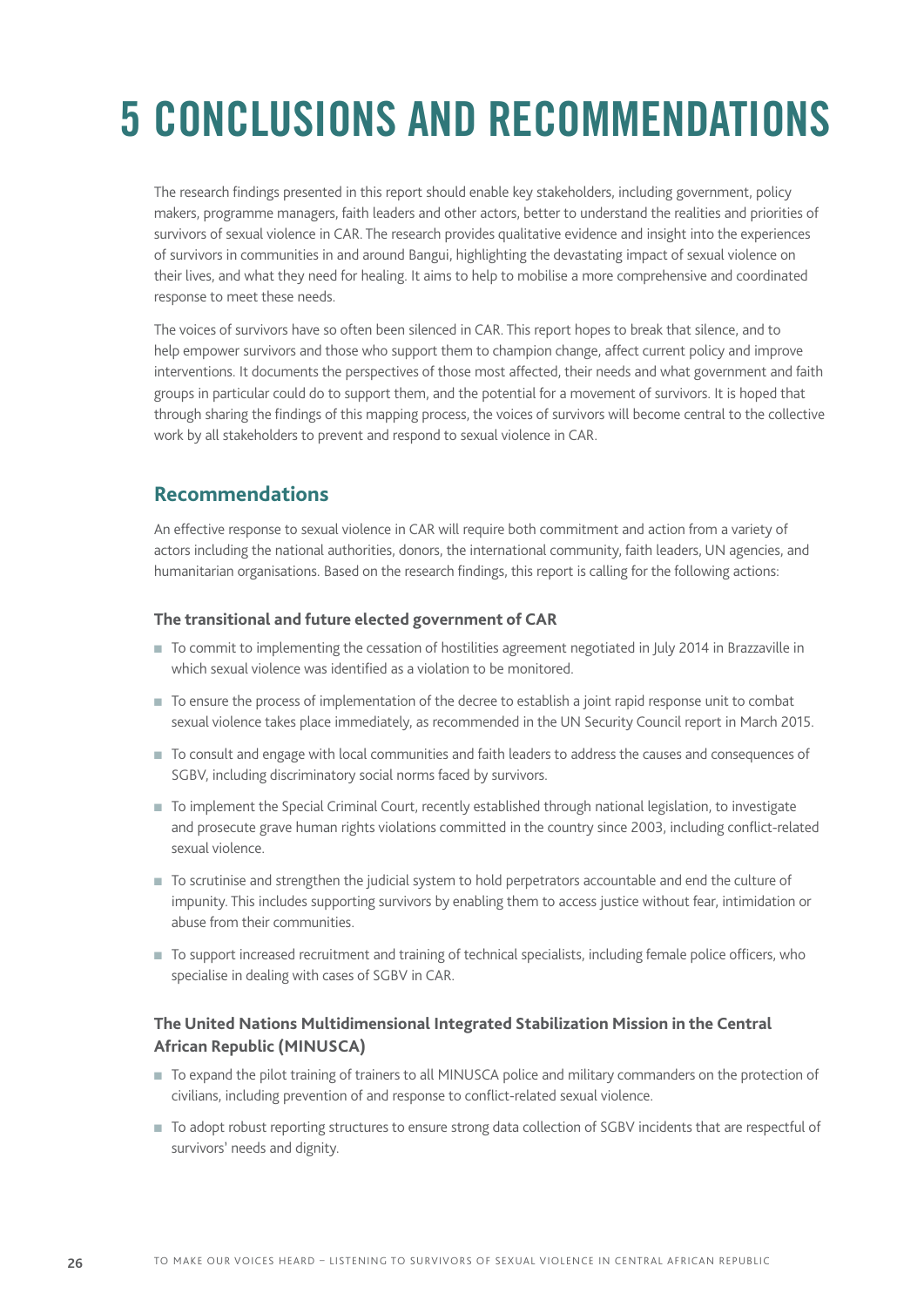# 5 CONCLUSIONS AND RECOMMENDATIONS

The research findings presented in this report should enable key stakeholders, including government, policy makers, programme managers, faith leaders and other actors, better to understand the realities and priorities of survivors of sexual violence in CAR. The research provides qualitative evidence and insight into the experiences of survivors in communities in and around Bangui, highlighting the devastating impact of sexual violence on their lives, and what they need for healing. It aims to help to mobilise a more comprehensive and coordinated response to meet these needs.

The voices of survivors have so often been silenced in CAR. This report hopes to break that silence, and to help empower survivors and those who support them to champion change, affect current policy and improve interventions. It documents the perspectives of those most affected, their needs and what government and faith groups in particular could do to support them, and the potential for a movement of survivors. It is hoped that through sharing the findings of this mapping process, the voices of survivors will become central to the collective work by all stakeholders to prevent and respond to sexual violence in CAR.

## Recommendations

An effective response to sexual violence in CAR will require both commitment and action from a variety of actors including the national authorities, donors, the international community, faith leaders, UN agencies, and humanitarian organisations. Based on the research findings, this report is calling for the following actions:

### The transitional and future elected government of CAR

- To commit to implementing the cessation of hostilities agreement negotiated in July 2014 in Brazzaville in which sexual violence was identified as a violation to be monitored.
- To ensure the process of implementation of the decree to establish a joint rapid response unit to combat sexual violence takes place immediately, as recommended in the UN Security Council report in March 2015.
- To consult and engage with local communities and faith leaders to address the causes and consequences of SGBV, including discriminatory social norms faced by survivors.
- To implement the Special Criminal Court, recently established through national legislation, to investigate and prosecute grave human rights violations committed in the country since 2003, including conflict-related sexual violence.
- To scrutinise and strengthen the judicial system to hold perpetrators accountable and end the culture of impunity. This includes supporting survivors by enabling them to access justice without fear, intimidation or abuse from their communities.
- To support increased recruitment and training of technical specialists, including female police officers, who specialise in dealing with cases of SGBV in CAR.

### The United Nations Multidimensional Integrated Stabilization Mission in the Central African Republic (MINUSCA)

- To expand the pilot training of trainers to all MINUSCA police and military commanders on the protection of civilians, including prevention of and response to conflict-related sexual violence.
- To adopt robust reporting structures to ensure strong data collection of SGBV incidents that are respectful of survivors' needs and dignity.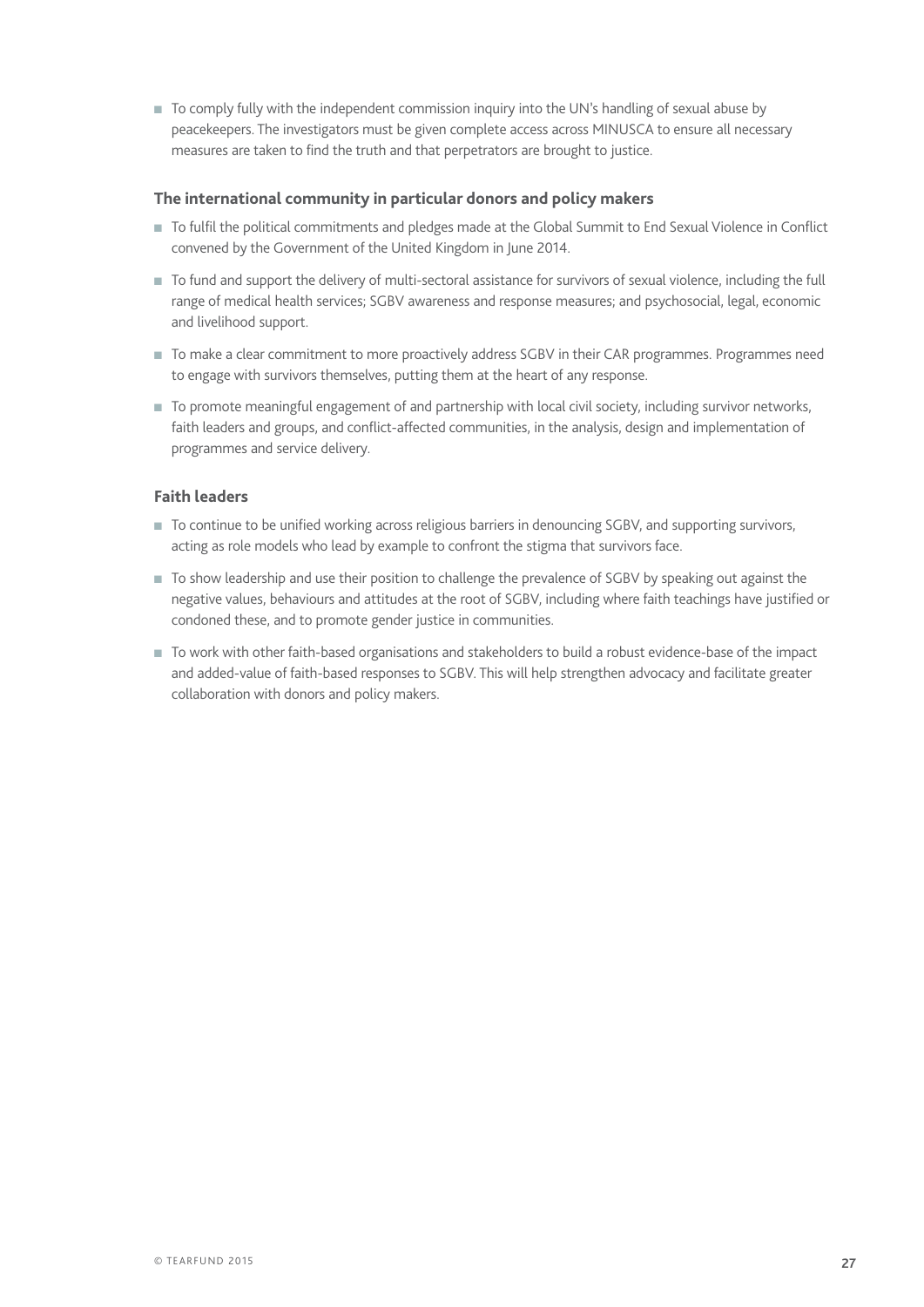- To comply fully with the independent commission inquiry into the UN's handling of sexual abuse by peacekeepers. The investigators must be given complete access across MINUSCA to ensure all necessary measures are taken to find the truth and that perpetrators are brought to justice.

### The international community in particular donors and policy makers

- To fulfil the political commitments and pledges made at the Global Summit to End Sexual Violence in Conflict convened by the Government of the United Kingdom in June 2014.
- To fund and support the delivery of multi-sectoral assistance for survivors of sexual violence, including the full range of medical health services; SGBV awareness and response measures; and psychosocial, legal, economic and livelihood support.
- To make a clear commitment to more proactively address SGBV in their CAR programmes. Programmes need to engage with survivors themselves, putting them at the heart of any response.
- To promote meaningful engagement of and partnership with local civil society, including survivor networks, faith leaders and groups, and conflict-affected communities, in the analysis, design and implementation of programmes and service delivery.

### Faith leaders

- To continue to be unified working across religious barriers in denouncing SGBV, and supporting survivors, acting as role models who lead by example to confront the stigma that survivors face.
- To show leadership and use their position to challenge the prevalence of SGBV by speaking out against the negative values, behaviours and attitudes at the root of SGBV, including where faith teachings have justified or condoned these, and to promote gender justice in communities.
- To work with other faith-based organisations and stakeholders to build a robust evidence-base of the impact and added-value of faith-based responses to SGBV. This will help strengthen advocacy and facilitate greater collaboration with donors and policy makers.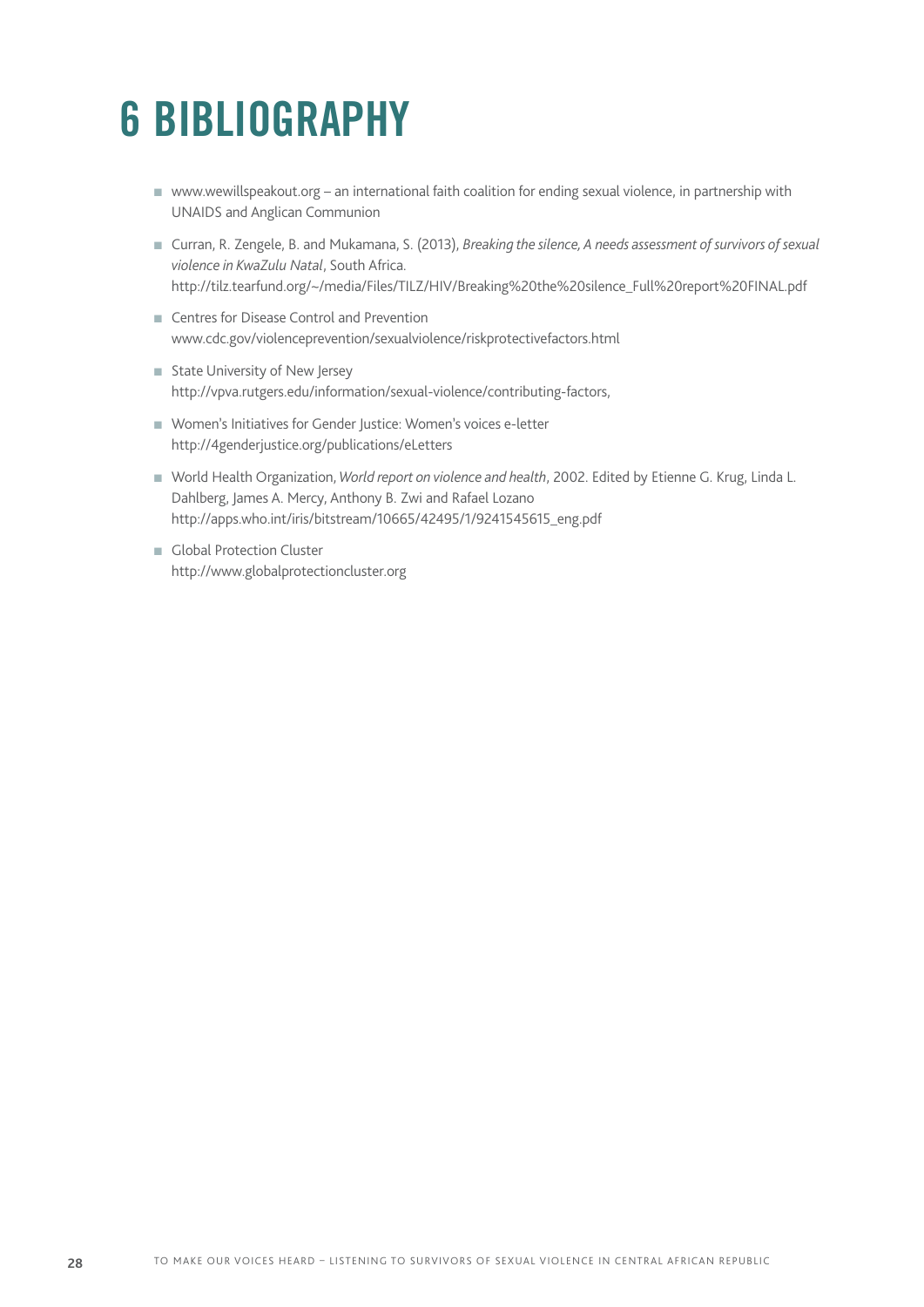# 6 BIBLIOGRAPHY

- www.wewillspeakout.org – an international faith coalition for ending sexual violence, in partnership with UNAIDS and Anglican Communion
- Curran, R. Zengele, B. and Mukamana, S. (2013), *Breaking the silence, A needs assessment of survivors of sexual violence in KwaZulu Natal*, South Africa.
  http://tilz.tearfund.org/~/media/Files/TILZ/HIV/Breaking%20the%20silence_Full%20report%20FINAL.pdf
- Centres for Disease Control and Prevention
  www.cdc.gov/violenceprevention/sexualviolence/riskprotectivefactors.html
- State University of New Jersey
  http://vpva.rutgers.edu/information/sexual-violence/contributing-factors,
- Women's Initiatives for Gender Justice: Women's voices e-letter
  http://4genderjustice.org/publications/eLetters
- World Health Organization, *World report on violence and health*, 2002. Edited by Etienne G. Krug, Linda L. Dahlberg, James A. Mercy, Anthony B. Zwi and Rafael Lozano
  http://apps.who.int/iris/bitstream/10665/42495/1/9241545615_eng.pdf
- Global Protection Cluster
  http://www.globalprotectioncluster.org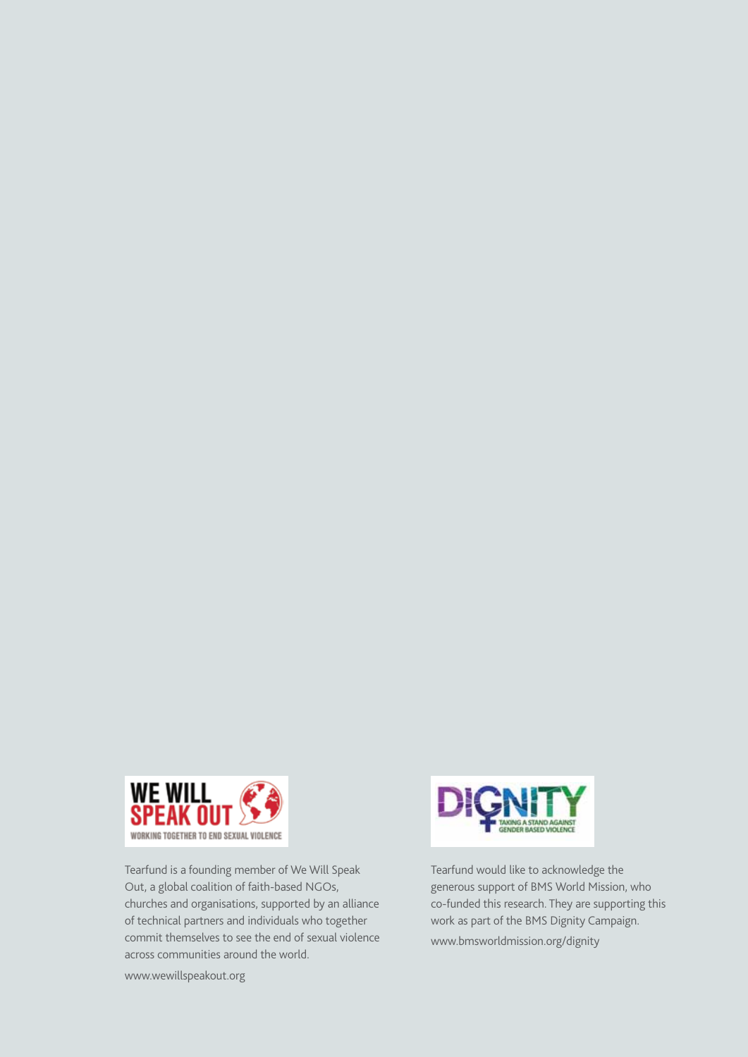WE WILL SPEAK OUT

WORKING TOGETHER TO END SEXUAL VIOLENCE

Tearfund is a founding member of We Will Speak Out, a global coalition of faith-based NGOs, churches and organisations, supported by an alliance of technical partners and individuals who together commit themselves to see the end of sexual violence across communities around the world.

www.wewillspeakout.org

DIGNITY

TAKING A STAND AGAINST GENDER BASED VIOLENCE

Tearfund would like to acknowledge the generous support of BMS World Mission, who co-funded this research. They are supporting this work as part of the BMS Dignity Campaign.

www.bmsworldmission.org/dignity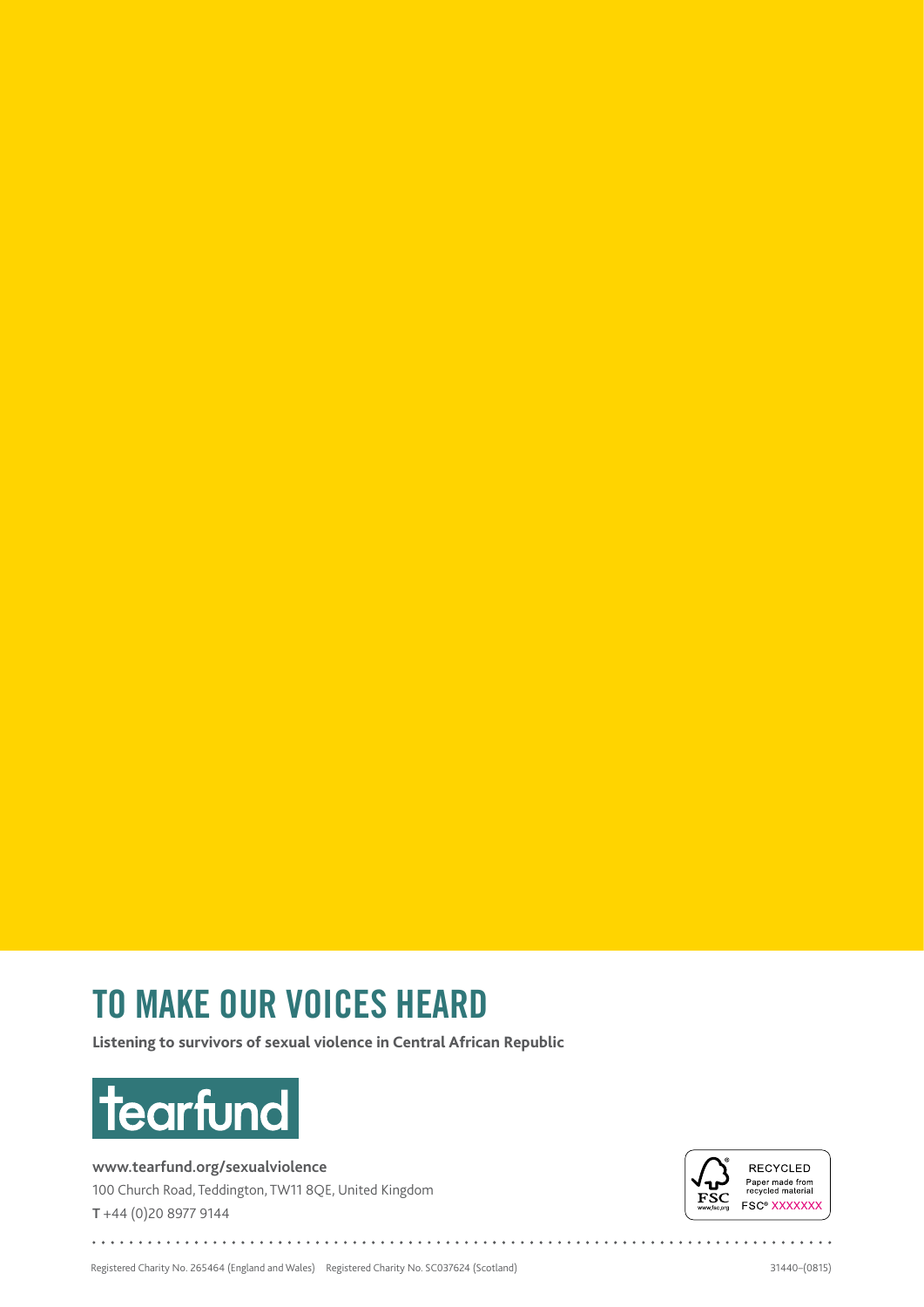# TO MAKE OUR VOICES HEARD

**Listening to survivors of sexual violence in Central African Republic**

tearfund

**www.tearfund.org/sexualviolence**
100 Church Road, Teddington, TW11 8QE, United Kingdom
**T** +44 (0)20 8977 9144

RECYCLED
Paper made from recycled material
FSC® XXXXXXX

Registered Charity No. 265464 (England and Wales) Registered Charity No. SC037624 (Scotland)

31440–(0815)